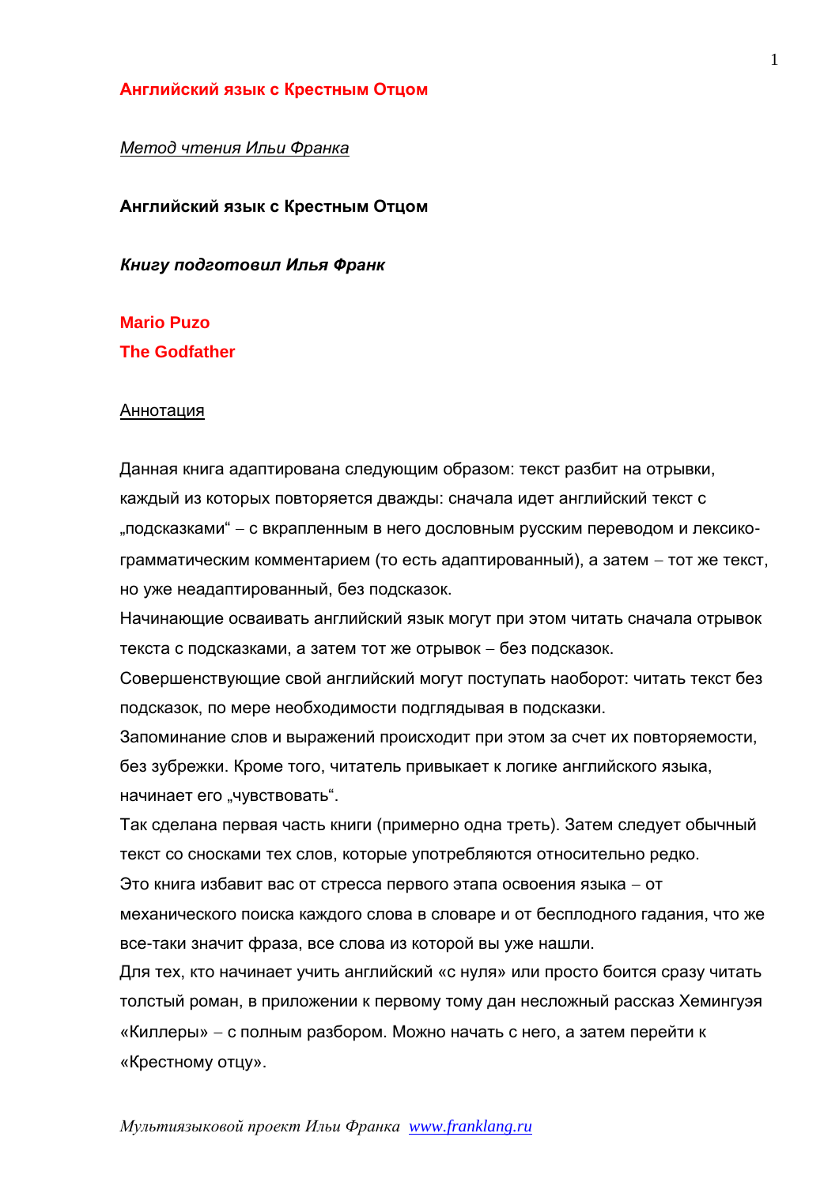# Английский язык с Крестным Отцом

*Метод чтения Ильи Франка*

**Английский язык с Крестным Отцом**

***Книгу подготовил Илья Франк***

## Mario Puzo
## The Godfather

Аннотация

Данная книга адаптирована следующим образом: текст разбит на отрывки, каждый из которых повторяется дважды: сначала идет английский текст с „подсказками" – с вкрапленным в него дословным русским переводом и лексико-грамматическим комментарием (то есть адаптированный), а затем – тот же текст, но уже неадаптированный, без подсказок.

Начинающие осваивать английский язык могут при этом читать сначала отрывок текста с подсказками, а затем тот же отрывок – без подсказок.

Совершенствующие свой английский могут поступать наоборот: читать текст без подсказок, по мере необходимости подглядывая в подсказки.

Запоминание слов и выражений происходит при этом за счет их повторяемости, без зубрежки. Кроме того, читатель привыкает к логике английского языка, начинает его „чувствовать".

Так сделана первая часть книги (примерно одна треть). Затем следует обычный текст со сносками тех слов, которые употребляются относительно редко.

Это книга избавит вас от стресса первого этапа освоения языка – от механического поиска каждого слова в словаре и от бесплодного гадания, что же все-таки значит фраза, все слова из которой вы уже нашли.

Для тех, кто начинает учить английский «с нуля» или просто боится сразу читать толстый роман, в приложении к первому тому дан несложный рассказ Хемингуэя «Киллеры» – с полным разбором. Можно начать с него, а затем перейти к «Крестному отцу».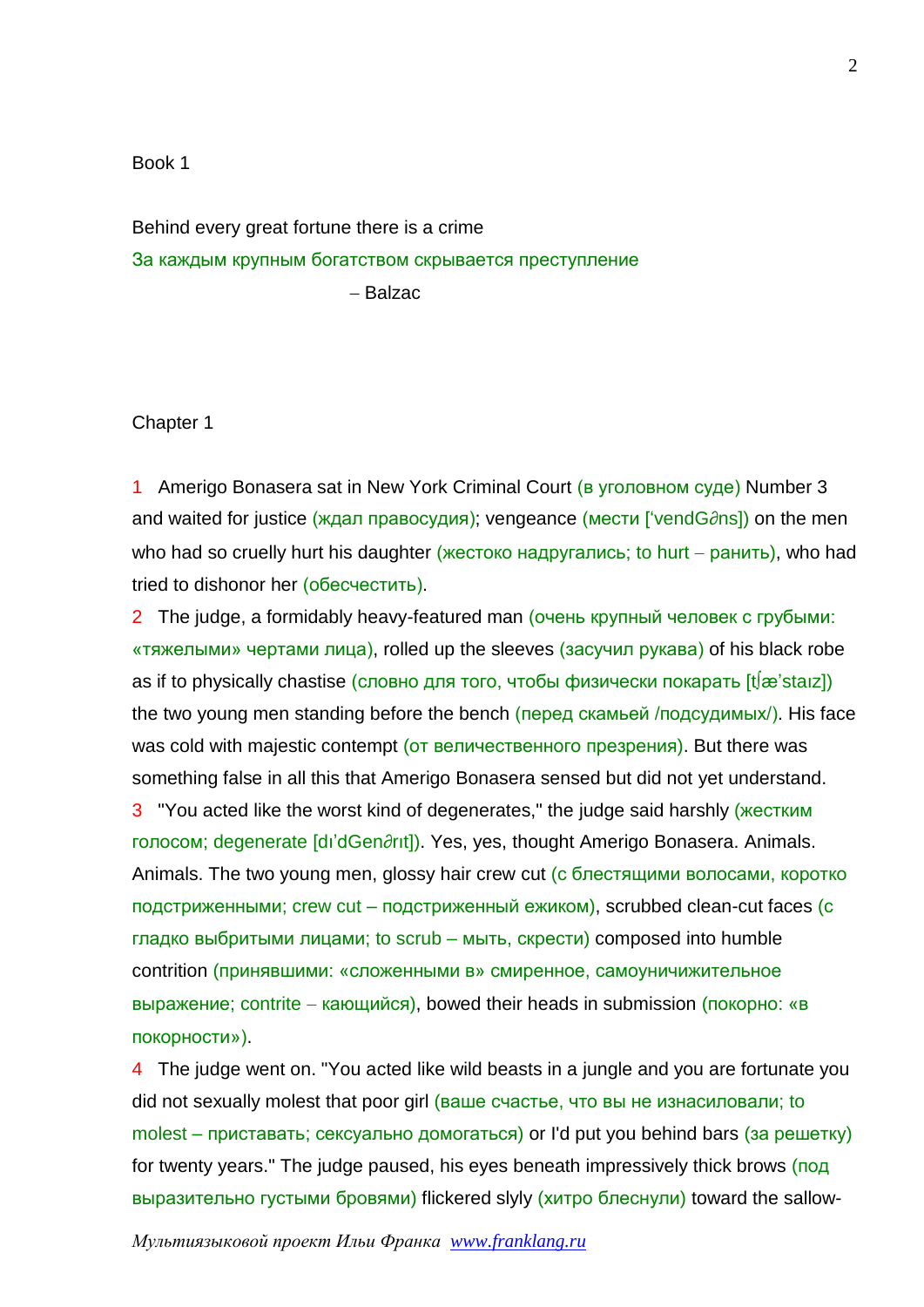Book 1

Behind every great fortune there is a crime

За каждым крупным богатством скрывается преступление

– Balzac

Chapter 1

1 Amerigo Bonasera sat in New York Criminal Court (в уголовном суде) Number 3 and waited for justice (ждал правосудия); vengeance (мести ['vendG∂ns]) on the men who had so cruelly hurt his daughter (жестоко надругались; to hurt – ранить), who had tried to dishonor her (обесчестить).

2 The judge, a formidably heavy-featured man (очень крупный человек с грубыми: «тяжелыми» чертами лица), rolled up the sleeves (засучил рукава) of his black robe as if to physically chastise (словно для того, чтобы физически покарать [tʃæ'staız]) the two young men standing before the bench (перед скамьей /подсудимых/). His face was cold with majestic contempt (от величественного презрения). But there was something false in all this that Amerigo Bonasera sensed but did not yet understand.

3 "You acted like the worst kind of degenerates," the judge said harshly (жестким голосом; degenerate [dı'dGen∂rıt]). Yes, yes, thought Amerigo Bonasera. Animals. Animals. The two young men, glossy hair crew cut (с блестящими волосами, коротко подстриженными; crew cut – подстриженный ежиком), scrubbed clean-cut faces (с гладко выбритыми лицами; to scrub – мыть, скрести) composed into humble contrition (принявшими: «сложенными в» смиренное, самоуничижительное выражение; contrite – кающийся), bowed their heads in submission (покорно: «в покорности»).

4 The judge went on. "You acted like wild beasts in a jungle and you are fortunate you did not sexually molest that poor girl (ваше счастье, что вы не изнасиловали; to molest – приставать; сексуально домогаться) or I'd put you behind bars (за решетку) for twenty years." The judge paused, his eyes beneath impressively thick brows (под выразительно густыми бровями) flickered slyly (хитро блеснули) toward the sallow-

*Мультиязыковой проект Ильи Франка* www.franklang.ru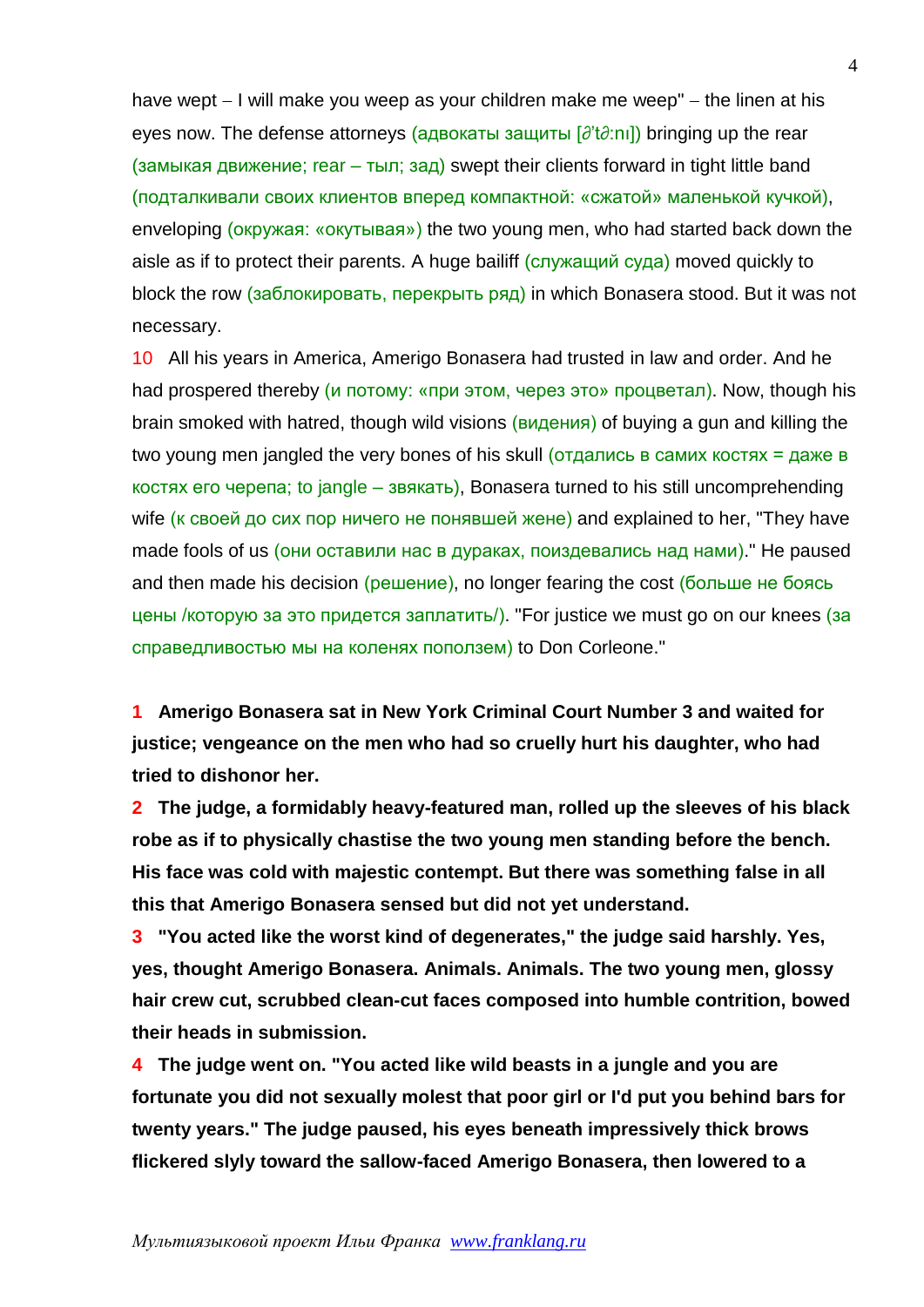have wept – I will make you weep as your children make me weep" – the linen at his eyes now. The defense attorneys (адвокаты защиты [ə'tə:nɪ]) bringing up the rear (замыкая движение; rear – тыл; зад) swept their clients forward in tight little band (подталкивали своих клиентов вперед компактной: «сжатой» маленькой кучкой), enveloping (окружая: «окутывая») the two young men, who had started back down the aisle as if to protect their parents. A huge bailiff (служащий суда) moved quickly to block the row (заблокировать, перекрыть ряд) in which Bonasera stood. But it was not necessary.

10 All his years in America, Amerigo Bonasera had trusted in law and order. And he had prospered thereby (и потому: «при этом, через это» процветал). Now, though his brain smoked with hatred, though wild visions (видения) of buying a gun and killing the two young men jangled the very bones of his skull (отдались в самих костях = даже в костях его черепа; to jangle – звякать), Bonasera turned to his still uncomprehending wife (к своей до сих пор ничего не понявшей жене) and explained to her, "They have made fools of us (они оставили нас в дураках, поиздевались над нами)." He paused and then made his decision (решение), no longer fearing the cost (больше не боясь цены /которую за это придется заплатить/). "For justice we must go on our knees (за справедливостью мы на коленях поползем) to Don Corleone."

**1 Amerigo Bonasera sat in New York Criminal Court Number 3 and waited for justice; vengeance on the men who had so cruelly hurt his daughter, who had tried to dishonor her.**

**2 The judge, a formidably heavy-featured man, rolled up the sleeves of his black robe as if to physically chastise the two young men standing before the bench. His face was cold with majestic contempt. But there was something false in all this that Amerigo Bonasera sensed but did not yet understand.**

**3 "You acted like the worst kind of degenerates," the judge said harshly. Yes, yes, thought Amerigo Bonasera. Animals. Animals. The two young men, glossy hair crew cut, scrubbed clean-cut faces composed into humble contrition, bowed their heads in submission.**

**4 The judge went on. "You acted like wild beasts in a jungle and you are fortunate you did not sexually molest that poor girl or I'd put you behind bars for twenty years." The judge paused, his eyes beneath impressively thick brows flickered slyly toward the sallow-faced Amerigo Bonasera, then lowered to a**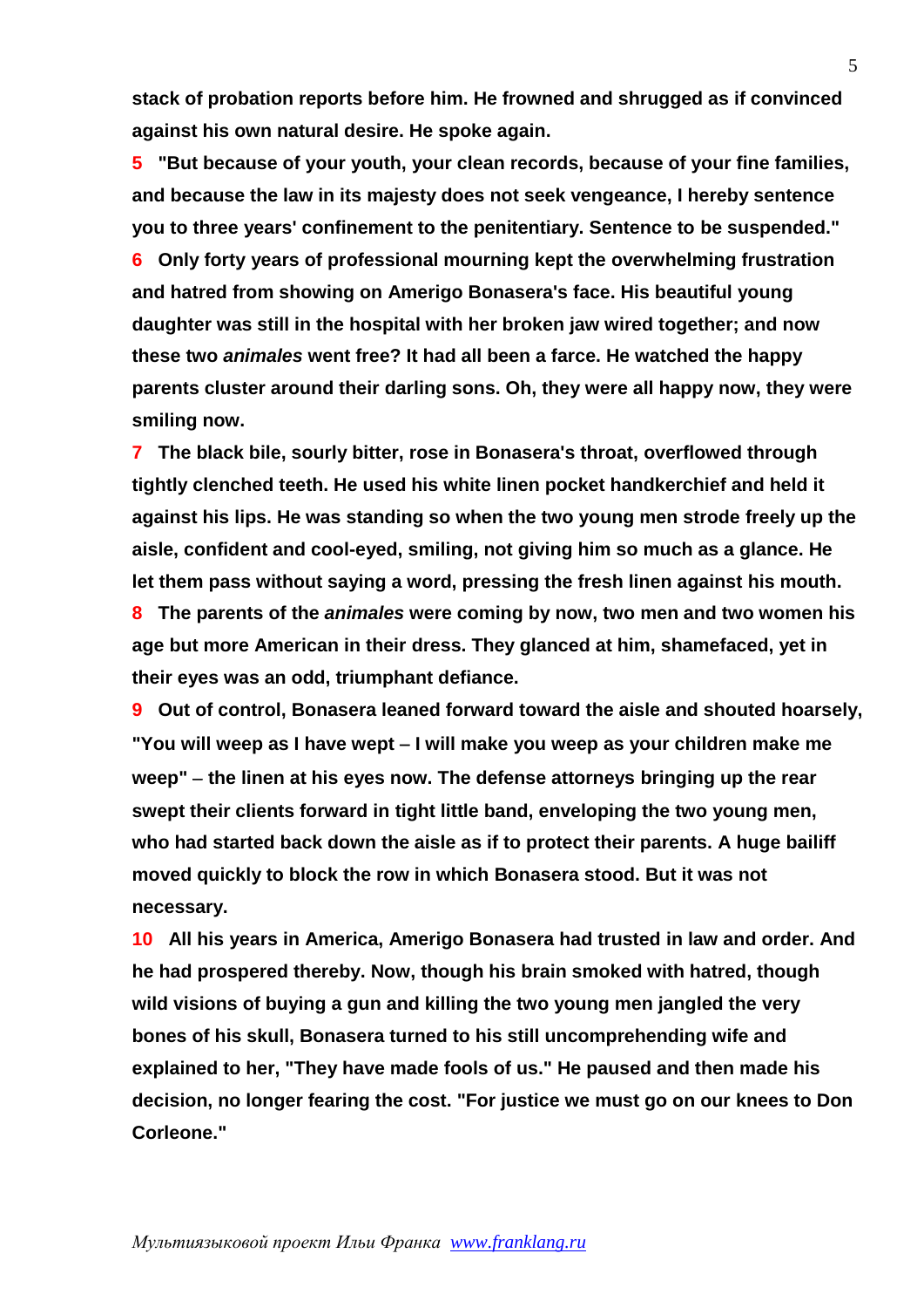**stack of probation reports before him. He frowned and shrugged as if convinced against his own natural desire. He spoke again.**

**5 "But because of your youth, your clean records, because of your fine families, and because the law in its majesty does not seek vengeance, I hereby sentence you to three years' confinement to the penitentiary. Sentence to be suspended."**

**6 Only forty years of professional mourning kept the overwhelming frustration and hatred from showing on Amerigo Bonasera's face. His beautiful young daughter was still in the hospital with her broken jaw wired together; and now these two *animales* went free? It had all been a farce. He watched the happy parents cluster around their darling sons. Oh, they were all happy now, they were smiling now.**

**7 The black bile, sourly bitter, rose in Bonasera's throat, overflowed through tightly clenched teeth. He used his white linen pocket handkerchief and held it against his lips. He was standing so when the two young men strode freely up the aisle, confident and cool-eyed, smiling, not giving him so much as a glance. He let them pass without saying a word, pressing the fresh linen against his mouth.**

**8 The parents of the *animales* were coming by now, two men and two women his age but more American in their dress. They glanced at him, shamefaced, yet in their eyes was an odd, triumphant defiance.**

**9 Out of control, Bonasera leaned forward toward the aisle and shouted hoarsely, "You will weep as I have wept – I will make you weep as your children make me weep" – the linen at his eyes now. The defense attorneys bringing up the rear swept their clients forward in tight little band, enveloping the two young men, who had started back down the aisle as if to protect their parents. A huge bailiff moved quickly to block the row in which Bonasera stood. But it was not necessary.**

**10 All his years in America, Amerigo Bonasera had trusted in law and order. And he had prospered thereby. Now, though his brain smoked with hatred, though wild visions of buying a gun and killing the two young men jangled the very bones of his skull, Bonasera turned to his still uncomprehending wife and explained to her, "They have made fools of us." He paused and then made his decision, no longer fearing the cost. "For justice we must go on our knees to Don Corleone."**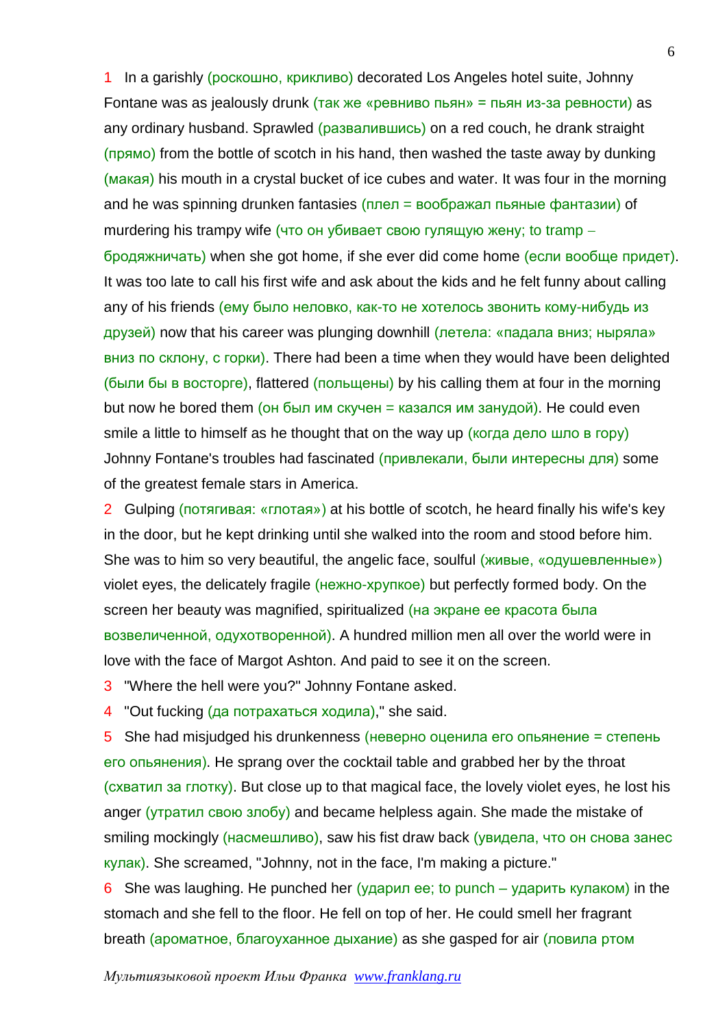1 In a garishly (роскошно, крикливо) decorated Los Angeles hotel suite, Johnny Fontane was as jealously drunk (так же «ревниво пьян» = пьян из-за ревности) as any ordinary husband. Sprawled (развалившись) on a red couch, he drank straight (прямо) from the bottle of scotch in his hand, then washed the taste away by dunking (макая) his mouth in a crystal bucket of ice cubes and water. It was four in the morning and he was spinning drunken fantasies (плел = воображал пьяные фантазии) of murdering his trampy wife (что он убивает свою гулящую жену; to tramp – бродяжничать) when she got home, if she ever did come home (если вообще придет). It was too late to call his first wife and ask about the kids and he felt funny about calling any of his friends (ему было неловко, как-то не хотелось звонить кому-нибудь из друзей) now that his career was plunging downhill (летела: «падала вниз; ныряла» вниз по склону, с горки). There had been a time when they would have been delighted (были бы в восторге), flattered (польщены) by his calling them at four in the morning but now he bored them (он был им скучен = казался им занудой). He could even smile a little to himself as he thought that on the way up (когда дело шло в гору) Johnny Fontane's troubles had fascinated (привлекали, были интересны для) some of the greatest female stars in America.

2 Gulping (потягивая: «глотая») at his bottle of scotch, he heard finally his wife's key in the door, but he kept drinking until she walked into the room and stood before him. She was to him so very beautiful, the angelic face, soulful (живые, «одушевленные») violet eyes, the delicately fragile (нежно-хрупкое) but perfectly formed body. On the screen her beauty was magnified, spiritualized (на экране ее красота была возвеличенной, одухотворенной). A hundred million men all over the world were in love with the face of Margot Ashton. And paid to see it on the screen.

3 "Where the hell were you?" Johnny Fontane asked.

4 "Out fucking (да потрахаться ходила)," she said.

5 She had misjudged his drunkenness (неверно оценила его опьянение = степень его опьянения). He sprang over the cocktail table and grabbed her by the throat (схватил за глотку). But close up to that magical face, the lovely violet eyes, he lost his anger (утратил свою злобу) and became helpless again. She made the mistake of smiling mockingly (насмешливо), saw his fist draw back (увидела, что он снова занес кулак). She screamed, "Johnny, not in the face, I'm making a picture."

6 She was laughing. He punched her (ударил ее; to punch – ударить кулаком) in the stomach and she fell to the floor. He fell on top of her. He could smell her fragrant breath (ароматное, благоуханное дыхание) as she gasped for air (ловила ртом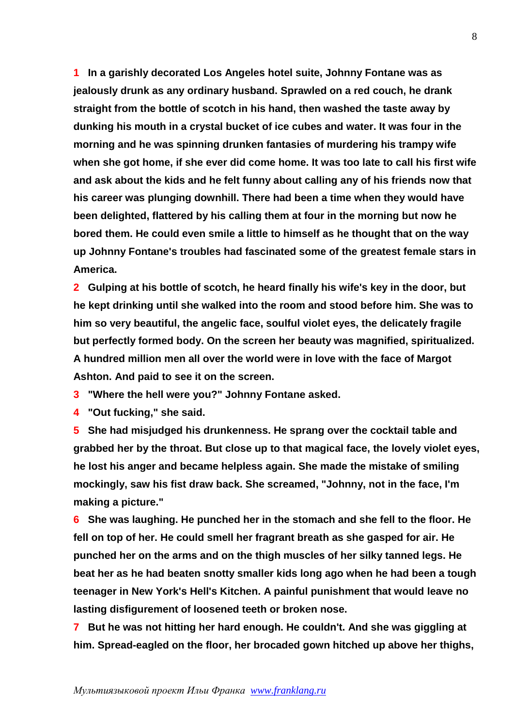**1** **In a garishly decorated Los Angeles hotel suite, Johnny Fontane was as jealously drunk as any ordinary husband. Sprawled on a red couch, he drank straight from the bottle of scotch in his hand, then washed the taste away by dunking his mouth in a crystal bucket of ice cubes and water. It was four in the morning and he was spinning drunken fantasies of murdering his trampy wife when she got home, if she ever did come home. It was too late to call his first wife and ask about the kids and he felt funny about calling any of his friends now that his career was plunging downhill. There had been a time when they would have been delighted, flattered by his calling them at four in the morning but now he bored them. He could even smile a little to himself as he thought that on the way up Johnny Fontane's troubles had fascinated some of the greatest female stars in America.**

**2** **Gulping at his bottle of scotch, he heard finally his wife's key in the door, but he kept drinking until she walked into the room and stood before him. She was to him so very beautiful, the angelic face, soulful violet eyes, the delicately fragile but perfectly formed body. On the screen her beauty was magnified, spiritualized. A hundred million men all over the world were in love with the face of Margot Ashton. And paid to see it on the screen.**

**3** **"Where the hell were you?" Johnny Fontane asked.**

**4** **"Out fucking," she said.**

**5** **She had misjudged his drunkenness. He sprang over the cocktail table and grabbed her by the throat. But close up to that magical face, the lovely violet eyes, he lost his anger and became helpless again. She made the mistake of smiling mockingly, saw his fist draw back. She screamed, "Johnny, not in the face, I'm making a picture."**

**6** **She was laughing. He punched her in the stomach and she fell to the floor. He fell on top of her. He could smell her fragrant breath as she gasped for air. He punched her on the arms and on the thigh muscles of her silky tanned legs. He beat her as he had beaten snotty smaller kids long ago when he had been a tough teenager in New York's Hell's Kitchen. A painful punishment that would leave no lasting disfigurement of loosened teeth or broken nose.**

**7** **But he was not hitting her hard enough. He couldn't. And she was giggling at him. Spread-eagled on the floor, her brocaded gown hitched up above her thighs,**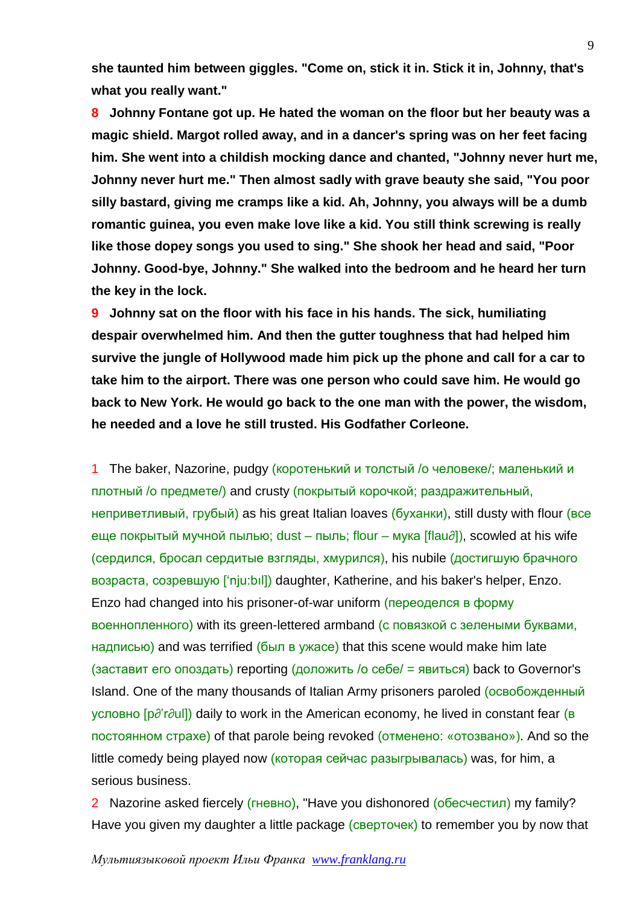**she taunted him between giggles. "Come on, stick it in. Stick it in, Johnny, that's what you really want."**

**8 Johnny Fontane got up. He hated the woman on the floor but her beauty was a magic shield. Margot rolled away, and in a dancer's spring was on her feet facing him. She went into a childish mocking dance and chanted, "Johnny never hurt me, Johnny never hurt me." Then almost sadly with grave beauty she said, "You poor silly bastard, giving me cramps like a kid. Ah, Johnny, you always will be a dumb romantic guinea, you even make love like a kid. You still think screwing is really like those dopey songs you used to sing." She shook her head and said, "Poor Johnny. Good-bye, Johnny." She walked into the bedroom and he heard her turn the key in the lock.**

**9 Johnny sat on the floor with his face in his hands. The sick, humiliating despair overwhelmed him. And then the gutter toughness that had helped him survive the jungle of Hollywood made him pick up the phone and call for a car to take him to the airport. There was one person who could save him. He would go back to New York. He would go back to the one man with the power, the wisdom, he needed and a love he still trusted. His Godfather Corleone.**

1 The baker, Nazorine, pudgy (коротенький и толстый /о человеке/; маленький и плотный /о предмете/) and crusty (покрытый корочкой; раздражительный, неприветливый, грубый) as his great Italian loaves (буханки), still dusty with flour (все еще покрытый мучной пылью; dust – пыль; flour – мука [flau∂]), scowled at his wife (сердился, бросал сердитые взгляды, хмурился), his nubile (достигшую брачного возраста, созревшую [ˈnju:bıl]) daughter, Katherine, and his baker's helper, Enzo. Enzo had changed into his prisoner-of-war uniform (переоделся в форму военнопленного) with its green-lettered armband (с повязкой с зелеными буквами, надписью) and was terrified (был в ужасе) that this scene would make him late (заставит его опоздать) reporting (доложить /о себе/ = явиться) back to Governor's Island. One of the many thousands of Italian Army prisoners paroled (освобожденный условно [p∂ˈr∂ul]) daily to work in the American economy, he lived in constant fear (в постоянном страхе) of that parole being revoked (отменено: «отозвано»). And so the little comedy being played now (которая сейчас разыгрывалась) was, for him, a serious business.

2 Nazorine asked fiercely (гневно), "Have you dishonored (обесчестил) my family? Have you given my daughter a little package (сверточек) to remember you by now that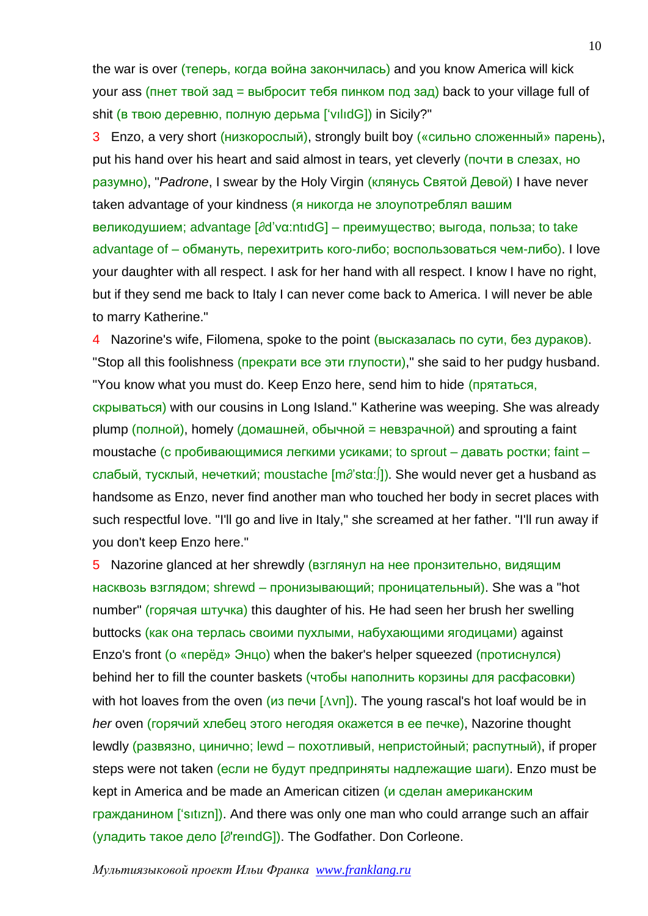the war is over (теперь, когда война закончилась) and you know America will kick your ass (пнет твой зад = выбросит тебя пинком под зад) back to your village full of shit (в твою деревню, полную дерьма [ˈvɪlɪdG]) in Sicily?"

3 Enzo, a very short (низкорослый), strongly built boy («сильно сложенный» парень), put his hand over his heart and said almost in tears, yet cleverly (почти в слезах, но разумно), "*Padrone*, I swear by the Holy Virgin (клянусь Святой Девой) I have never taken advantage of your kindness (я никогда не злоупотреблял вашим великодушием; advantage [∂dˈvɑːntɪdG] – преимущество; выгода, польза; to take advantage of – обмануть, перехитрить кого-либо; воспользоваться чем-либо). I love your daughter with all respect. I ask for her hand with all respect. I know I have no right, but if they send me back to Italy I can never come back to America. I will never be able to marry Katherine."

4 Nazorine's wife, Filomena, spoke to the point (высказалась по сути, без дураков). "Stop all this foolishness (прекрати все эти глупости)," she said to her pudgy husband. "You know what you must do. Keep Enzo here, send him to hide (прятаться, скрываться) with our cousins in Long Island." Katherine was weeping. She was already plump (полной), homely (домашней, обычной = невзрачной) and sprouting a faint moustache (с пробивающимися легкими усиками; to sprout – давать ростки; faint – слабый, тусклый, нечеткий; moustache [m∂ˈstɑːʃ]). She would never get a husband as handsome as Enzo, never find another man who touched her body in secret places with such respectful love. "I'll go and live in Italy," she screamed at her father. "I'll run away if you don't keep Enzo here."

5 Nazorine glanced at her shrewdly (взглянул на нее пронзительно, видящим насквозь взглядом; shrewd – пронизывающий; проницательный). She was a "hot number" (горячая штучка) this daughter of his. He had seen her brush her swelling buttocks (как она терлась своими пухлыми, набухающими ягодицами) against Enzo's front (о «перёд» Энцо) when the baker's helper squeezed (протиснулся) behind her to fill the counter baskets (чтобы наполнить корзины для расфасовки) with hot loaves from the oven (из печи [ʌvn]). The young rascal's hot loaf would be in *her* oven (горячий хлебец этого негодяя окажется в ее печке), Nazorine thought lewdly (развязно, цинично; lewd – похотливый, непристойный; распутный), if proper steps were not taken (если не будут предприняты надлежащие шаги). Enzo must be kept in America and be made an American citizen (и сделан американским гражданином [ˈsɪtɪzn]). And there was only one man who could arrange such an affair (уладить такое дело [∂ˈreɪndG]). The Godfather. Don Corleone.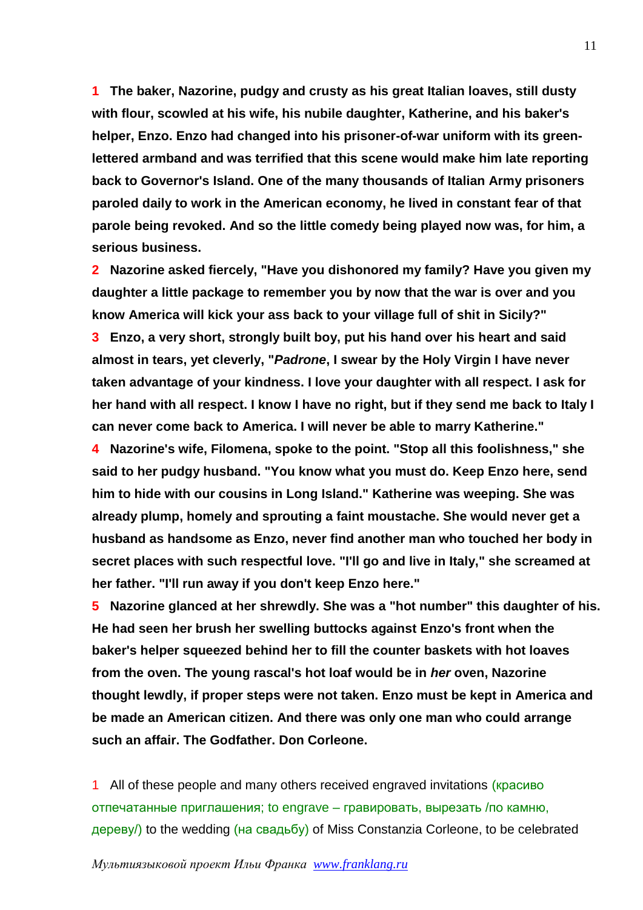**1** **The baker, Nazorine, pudgy and crusty as his great Italian loaves, still dusty with flour, scowled at his wife, his nubile daughter, Katherine, and his baker's helper, Enzo. Enzo had changed into his prisoner-of-war uniform with its green-lettered armband and was terrified that this scene would make him late reporting back to Governor's Island. One of the many thousands of Italian Army prisoners paroled daily to work in the American economy, he lived in constant fear of that parole being revoked. And so the little comedy being played now was, for him, a serious business.**

**2** **Nazorine asked fiercely, "Have you dishonored my family? Have you given my daughter a little package to remember you by now that the war is over and you know America will kick your ass back to your village full of shit in Sicily?"**

**3** **Enzo, a very short, strongly built boy, put his hand over his heart and said almost in tears, yet cleverly, "*Padrone*, I swear by the Holy Virgin I have never taken advantage of your kindness. I love your daughter with all respect. I ask for her hand with all respect. I know I have no right, but if they send me back to Italy I can never come back to America. I will never be able to marry Katherine."**

**4** **Nazorine's wife, Filomena, spoke to the point. "Stop all this foolishness," she said to her pudgy husband. "You know what you must do. Keep Enzo here, send him to hide with our cousins in Long Island." Katherine was weeping. She was already plump, homely and sprouting a faint moustache. She would never get a husband as handsome as Enzo, never find another man who touched her body in secret places with such respectful love. "I'll go and live in Italy," she screamed at her father. "I'll run away if you don't keep Enzo here."**

**5** **Nazorine glanced at her shrewdly. She was a "hot number" this daughter of his. He had seen her brush her swelling buttocks against Enzo's front when the baker's helper squeezed behind her to fill the counter baskets with hot loaves from the oven. The young rascal's hot loaf would be in *her* oven, Nazorine thought lewdly, if proper steps were not taken. Enzo must be kept in America and be made an American citizen. And there was only one man who could arrange such an affair. The Godfather. Don Corleone.**

1 All of these people and many others received engraved invitations (красиво отпечатанные приглашения; to engrave – гравировать, вырезать /по камню, дереву/) to the wedding (на свадьбу) of Miss Constanzia Corleone, to be celebrated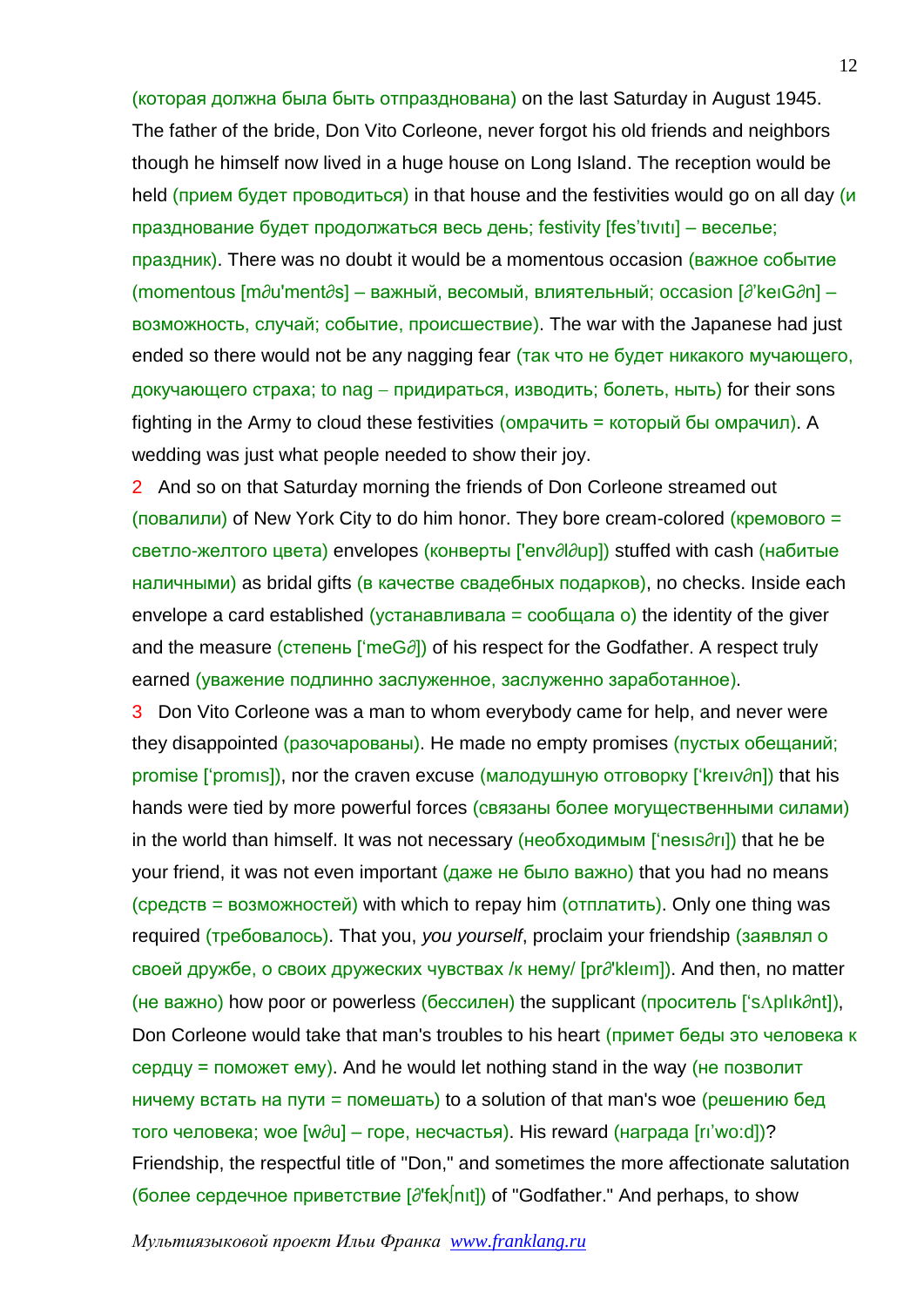(которая должна была быть отпразднована) on the last Saturday in August 1945. The father of the bride, Don Vito Corleone, never forgot his old friends and neighbors though he himself now lived in a huge house on Long Island. The reception would be held (прием будет проводиться) in that house and the festivities would go on all day (и празднование будет продолжаться весь день; festivity [fes'tıvıtı] – веселье; праздник). There was no doubt it would be a momentous occasion (важное событие (momentous [m∂u'ment∂s] – важный, весомый, влиятельный; occasion [∂'keıG∂n] – возможность, случай; событие, происшествие). The war with the Japanese had just ended so there would not be any nagging fear (так что не будет никакого мучающего, докучающего страха; to nag – придираться, изводить; болеть, ныть) for their sons fighting in the Army to cloud these festivities (омрачить = который бы омрачил). A wedding was just what people needed to show their joy.

2 And so on that Saturday morning the friends of Don Corleone streamed out (повалили) of New York City to do him honor. They bore cream-colored (кремового = светло-желтого цвета) envelopes (конверты ['env∂l∂up]) stuffed with cash (набитые наличными) as bridal gifts (в качестве свадебных подарков), no checks. Inside each envelope a card established (устанавливала = сообщала о) the identity of the giver and the measure (степень ['meG∂]) of his respect for the Godfather. A respect truly earned (уважение подлинно заслуженное, заслуженно заработанное).

3 Don Vito Corleone was a man to whom everybody came for help, and never were they disappointed (разочарованы). He made no empty promises (пустых обещаний; promise ['promıs]), nor the craven excuse (малодушную отговорку ['kreıv∂n]) that his hands were tied by more powerful forces (связаны более могущественными силами) in the world than himself. It was not necessary (необходимым ['nesıs∂rı]) that he be your friend, it was not even important (даже не было важно) that you had no means (средств = возможностей) with which to repay him (отплатить). Only one thing was required (требовалось). That you, *you yourself*, proclaim your friendship (заявлял о своей дружбе, о своих дружеских чувствах /к нему/ [pr∂'kleım]). And then, no matter (не важно) how poor or powerless (бессилен) the supplicant (проситель ['sΛplık∂nt]), Don Corleone would take that man's troubles to his heart (примет беды это человека к сердцу = поможет ему). And he would let nothing stand in the way (не позволит ничему встать на пути = помешать) to a solution of that man's woe (решению бед того человека; woe [w∂u] – горе, несчастья). His reward (награда [rı'wo:d])? Friendship, the respectful title of "Don," and sometimes the more affectionate salutation (более сердечное приветствие [∂'fek∫nıt]) of "Godfather." And perhaps, to show

*Мультиязыковой проект Ильи Франка* www.franklang.ru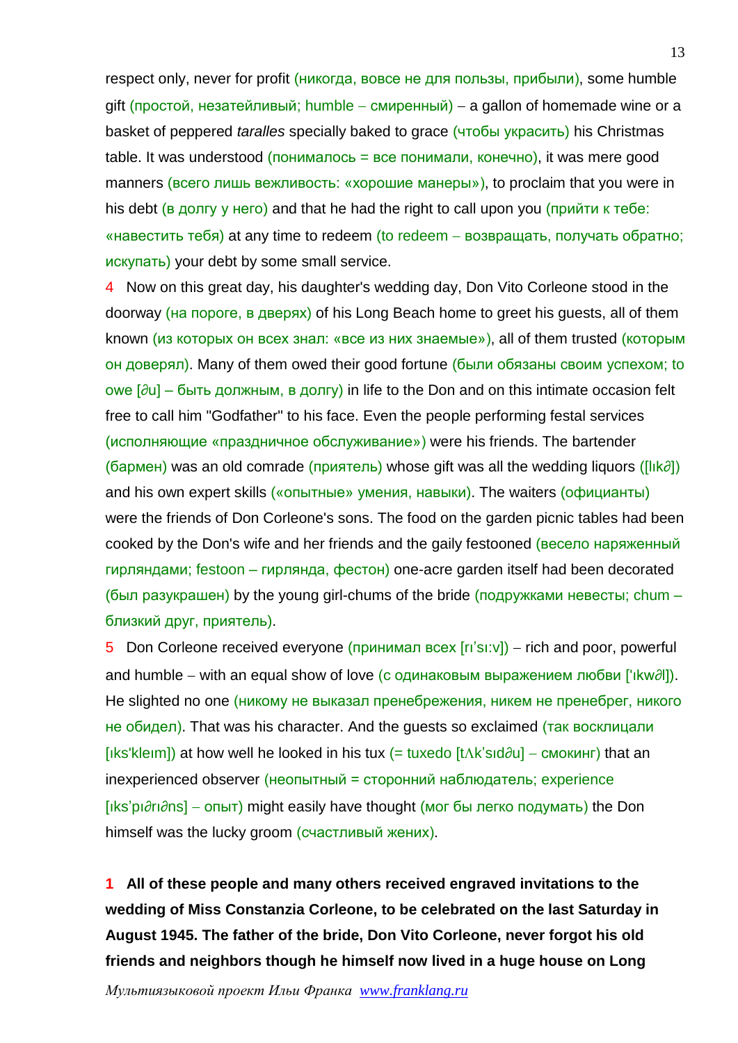respect only, never for profit (никогда, вовсе не для пользы, прибыли), some humble gift (простой, незатейливый; humble – смиренный) – a gallon of homemade wine or a basket of peppered *taralles* specially baked to grace (чтобы украсить) his Christmas table. It was understood (понималось = все понимали, конечно), it was mere good manners (всего лишь вежливость: «хорошие манеры»), to proclaim that you were in his debt (в долгу у него) and that he had the right to call upon you (прийти к тебе: «навестить тебя) at any time to redeem (to redeem – возвращать, получать обратно; искупать) your debt by some small service.

4 Now on this great day, his daughter's wedding day, Don Vito Corleone stood in the doorway (на пороге, в дверях) of his Long Beach home to greet his guests, all of them known (из которых он всех знал: «все из них знаемые»), all of them trusted (которым он доверял). Many of them owed their good fortune (были обязаны своим успехом; to owe [∂u] – быть должным, в долгу) in life to the Don and on this intimate occasion felt free to call him "Godfather" to his face. Even the people performing festal services (исполняющие «праздничное обслуживание») were his friends. The bartender (бармен) was an old comrade (приятель) whose gift was all the wedding liquors ([lɪk∂]) and his own expert skills («опытные» умения, навыки). The waiters (официанты) were the friends of Don Corleone's sons. The food on the garden picnic tables had been cooked by the Don's wife and her friends and the gaily festooned (весело наряженный гирляндами; festoon – гирлянда, фестон) one-acre garden itself had been decorated (был разукрашен) by the young girl-chums of the bride (подружками невесты; chum – близкий друг, приятель).

5 Don Corleone received everyone (принимал всех [rɪ'sɪ:v]) – rich and poor, powerful and humble – with an equal show of love (с одинаковым выражением любви ['ɪkw∂l]). He slighted no one (никому не выказал пренебрежения, никем не пренебрег, никого не обидел). That was his character. And the guests so exclaimed (так восклицали [ɪks'kleɪm]) at how well he looked in his tux (= tuxedo [tʌk'sɪd∂u] – смокинг) that an inexperienced observer (неопытный = сторонний наблюдатель; experience [ɪks'pɪ∂rɪ∂ns] – опыт) might easily have thought (мог бы легко подумать) the Don himself was the lucky groom (счастливый жених).

**1 All of these people and many others received engraved invitations to the wedding of Miss Constanzia Corleone, to be celebrated on the last Saturday in August 1945. The father of the bride, Don Vito Corleone, never forgot his old friends and neighbors though he himself now lived in a huge house on Long**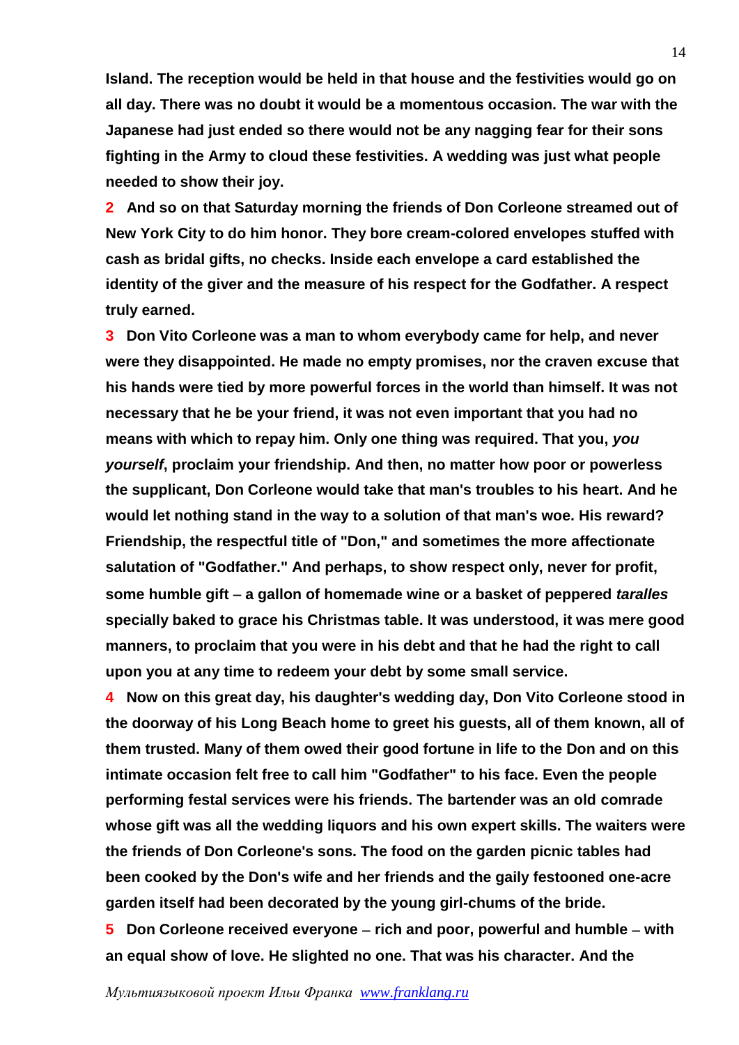**Island. The reception would be held in that house and the festivities would go on all day. There was no doubt it would be a momentous occasion. The war with the Japanese had just ended so there would not be any nagging fear for their sons fighting in the Army to cloud these festivities. A wedding was just what people needed to show their joy.**

**2 And so on that Saturday morning the friends of Don Corleone streamed out of New York City to do him honor. They bore cream-colored envelopes stuffed with cash as bridal gifts, no checks. Inside each envelope a card established the identity of the giver and the measure of his respect for the Godfather. A respect truly earned.**

**3 Don Vito Corleone was a man to whom everybody came for help, and never were they disappointed. He made no empty promises, nor the craven excuse that his hands were tied by more powerful forces in the world than himself. It was not necessary that he be your friend, it was not even important that you had no means with which to repay him. Only one thing was required. That you, *you yourself*, proclaim your friendship. And then, no matter how poor or powerless the supplicant, Don Corleone would take that man's troubles to his heart. And he would let nothing stand in the way to a solution of that man's woe. His reward? Friendship, the respectful title of "Don," and sometimes the more affectionate salutation of "Godfather." And perhaps, to show respect only, never for profit, some humble gift – a gallon of homemade wine or a basket of peppered *taralles* specially baked to grace his Christmas table. It was understood, it was mere good manners, to proclaim that you were in his debt and that he had the right to call upon you at any time to redeem your debt by some small service.**

**4 Now on this great day, his daughter's wedding day, Don Vito Corleone stood in the doorway of his Long Beach home to greet his guests, all of them known, all of them trusted. Many of them owed their good fortune in life to the Don and on this intimate occasion felt free to call him "Godfather" to his face. Even the people performing festal services were his friends. The bartender was an old comrade whose gift was all the wedding liquors and his own expert skills. The waiters were the friends of Don Corleone's sons. The food on the garden picnic tables had been cooked by the Don's wife and her friends and the gaily festooned one-acre garden itself had been decorated by the young girl-chums of the bride.**

**5 Don Corleone received everyone – rich and poor, powerful and humble – with an equal show of love. He slighted no one. That was his character. And the**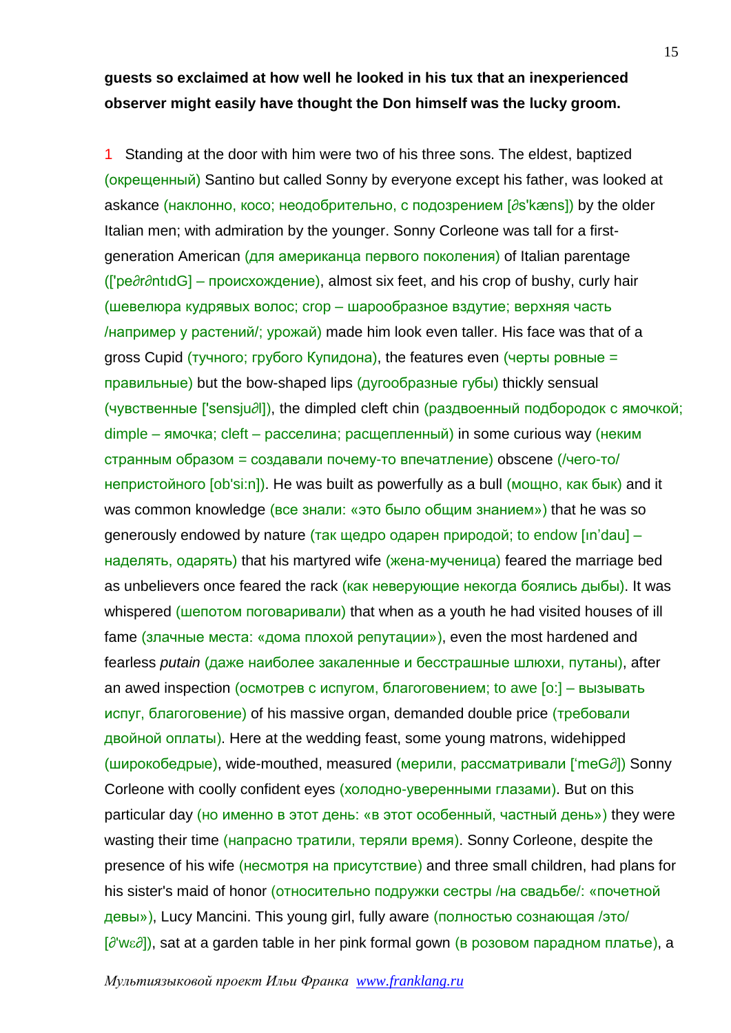**guests so exclaimed at how well he looked in his tux that an inexperienced observer might easily have thought the Don himself was the lucky groom.**

1 Standing at the door with him were two of his three sons. The eldest, baptized (окрещенный) Santino but called Sonny by everyone except his father, was looked at askance (наклонно, косо; неодобрительно, с подозрением [∂s'kæns]) by the older Italian men; with admiration by the younger. Sonny Corleone was tall for a first-generation American (для американца первого поколения) of Italian parentage (['pe∂r∂ntıdG] – происхождение), almost six feet, and his crop of bushy, curly hair (шевелюра кудрявых волос; crop – шарообразное вздутие; верхняя часть /например у растений/; урожай) made him look even taller. His face was that of a gross Cupid (тучного; грубого Купидона), the features even (черты ровные = правильные) but the bow-shaped lips (дугообразные губы) thickly sensual (чувственные ['sensju∂l]), the dimpled cleft chin (раздвоенный подбородок с ямочкой; dimple – ямочка; cleft – расселина; расщепленный) in some curious way (неким странным образом = создавали почему-то впечатление) obscene (/чего-то/ непристойного [ob'si:n]). He was built as powerfully as a bull (мощно, как бык) and it was common knowledge (все знали: «это было общим знанием») that he was so generously endowed by nature (так щедро одарен природой; to endow [ın'dau] – наделять, одарять) that his martyred wife (жена-мученица) feared the marriage bed as unbelievers once feared the rack (как неверующие некогда боялись дыбы). It was whispered (шепотом поговаривали) that when as a youth he had visited houses of ill fame (злачные места: «дома плохой репутации»), even the most hardened and fearless *putain* (даже наиболее закаленные и бесстрашные шлюхи, путаны), after an awed inspection (осмотрев с испугом, благоговением; to awe [o:] – вызывать испуг, благоговение) of his massive organ, demanded double price (требовали двойной оплаты). Here at the wedding feast, some young matrons, widehipped (широкобедрые), wide-mouthed, measured (мерили, рассматривали ['meG∂]) Sonny Corleone with coolly confident eyes (холодно-уверенными глазами). But on this particular day (но именно в этот день: «в этот особенный, частный день») they were wasting their time (напрасно тратили, теряли время). Sonny Corleone, despite the presence of his wife (несмотря на присутствие) and three small children, had plans for his sister's maid of honor (относительно подружки сестры /на свадьбе/: «почетной девы»), Lucy Mancini. This young girl, fully aware (полностью сознающая /это/ [∂'wε∂]), sat at a garden table in her pink formal gown (в розовом парадном платье), a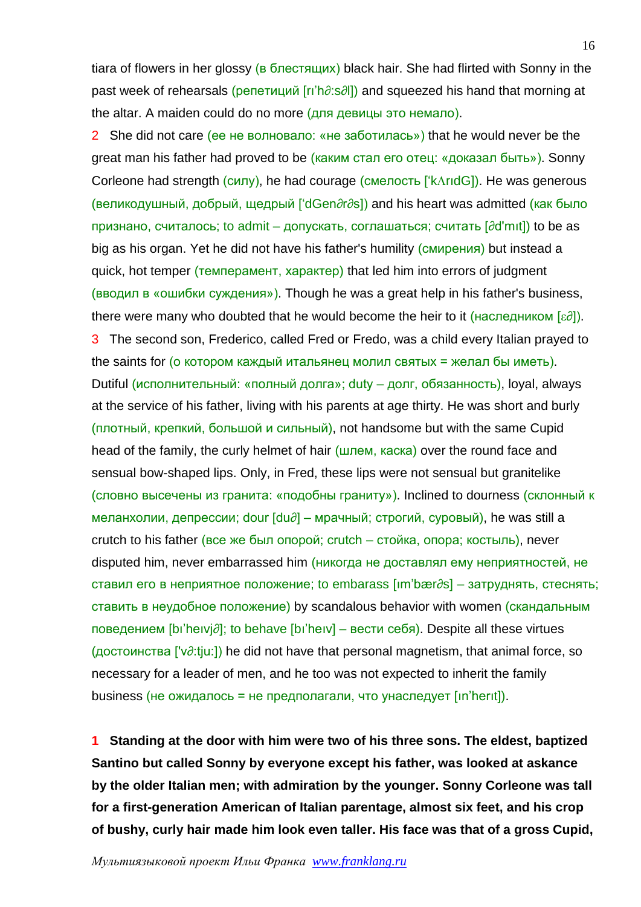tiara of flowers in her glossy (в блестящих) black hair. She had flirted with Sonny in the past week of rehearsals (репетиций [rı'h∂:s∂l]) and squeezed his hand that morning at the altar. A maiden could do no more (для девицы это немало).

2 She did not care (ее не волновало: «не заботилась») that he would never be the great man his father had proved to be (каким стал его отец: «доказал быть»). Sonny Corleone had strength (силу), he had courage (смелость ['kΛrıdG]). He was generous (великодушный, добрый, щедрый ['dGen∂r∂s]) and his heart was admitted (как было признано, считалось; to admit – допускать, соглашаться; считать [∂d'mıt]) to be as big as his organ. Yet he did not have his father's humility (смирения) but instead a quick, hot temper (темперамент, характер) that led him into errors of judgment (вводил в «ошибки суждения»). Though he was a great help in his father's business, there were many who doubted that he would become the heir to it (наследником [ε∂]).

3 The second son, Frederico, called Fred or Fredo, was a child every Italian prayed to the saints for (о котором каждый итальянец молил святых = желал бы иметь). Dutiful (исполнительный: «полный долга»; duty – долг, обязанность), loyal, always at the service of his father, living with his parents at age thirty. He was short and burly (плотный, крепкий, большой и сильный), not handsome but with the same Cupid head of the family, the curly helmet of hair (шлем, каска) over the round face and sensual bow-shaped lips. Only, in Fred, these lips were not sensual but granitelike (словно высечены из гранита: «подобны граниту»). Inclined to dourness (склонный к меланхолии, депрессии; dour [du∂] – мрачный; строгий, суровый), he was still a crutch to his father (все же был опорой; crutch – стойка, опора; костыль), never disputed him, never embarrassed him (никогда не доставлял ему неприятностей, не ставил его в неприятное положение; to embarass [ım'bær∂s] – затруднять, стеснять; ставить в неудобное положение) by scandalous behavior with women (скандальным поведением [bı'heıvj∂]; to behave [bı'heıv] – вести себя). Despite all these virtues (достоинства ['v∂:tju:]) he did not have that personal magnetism, that animal force, so necessary for a leader of men, and he too was not expected to inherit the family business (не ожидалось = не предполагали, что унаследует [ın'herıt]).

**1 Standing at the door with him were two of his three sons. The eldest, baptized Santino but called Sonny by everyone except his father, was looked at askance by the older Italian men; with admiration by the younger. Sonny Corleone was tall for a first-generation American of Italian parentage, almost six feet, and his crop of bushy, curly hair made him look even taller. His face was that of a gross Cupid,**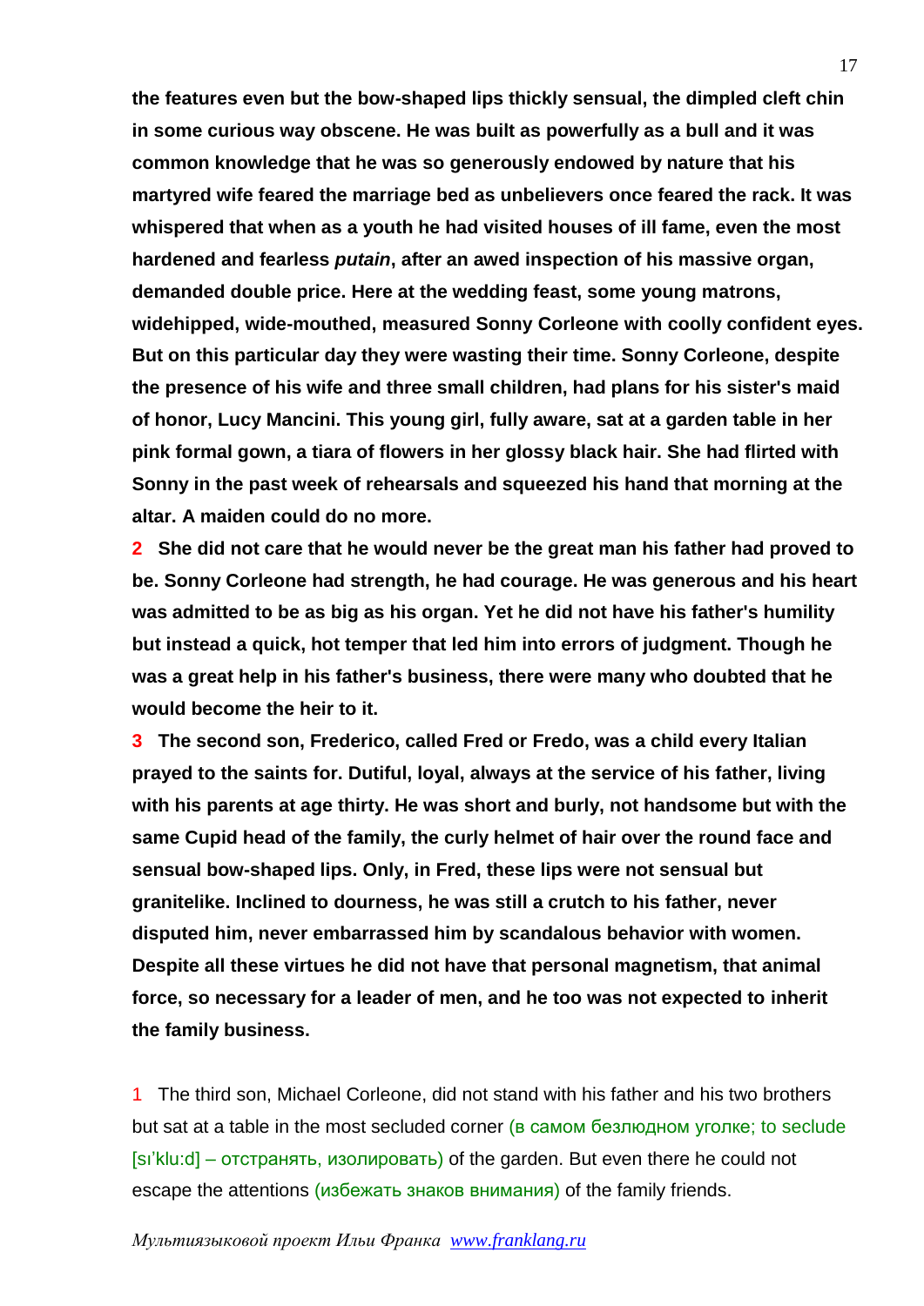**the features even but the bow-shaped lips thickly sensual, the dimpled cleft chin in some curious way obscene. He was built as powerfully as a bull and it was common knowledge that he was so generously endowed by nature that his martyred wife feared the marriage bed as unbelievers once feared the rack. It was whispered that when as a youth he had visited houses of ill fame, even the most hardened and fearless *putain*, after an awed inspection of his massive organ, demanded double price. Here at the wedding feast, some young matrons, widehipped, wide-mouthed, measured Sonny Corleone with coolly confident eyes. But on this particular day they were wasting their time. Sonny Corleone, despite the presence of his wife and three small children, had plans for his sister's maid of honor, Lucy Mancini. This young girl, fully aware, sat at a garden table in her pink formal gown, a tiara of flowers in her glossy black hair. She had flirted with Sonny in the past week of rehearsals and squeezed his hand that morning at the altar. A maiden could do no more.**

2 **She did not care that he would never be the great man his father had proved to be. Sonny Corleone had strength, he had courage. He was generous and his heart was admitted to be as big as his organ. Yet he did not have his father's humility but instead a quick, hot temper that led him into errors of judgment. Though he was a great help in his father's business, there were many who doubted that he would become the heir to it.**

3 **The second son, Frederico, called Fred or Fredo, was a child every Italian prayed to the saints for. Dutiful, loyal, always at the service of his father, living with his parents at age thirty. He was short and burly, not handsome but with the same Cupid head of the family, the curly helmet of hair over the round face and sensual bow-shaped lips. Only, in Fred, these lips were not sensual but granitelike. Inclined to dourness, he was still a crutch to his father, never disputed him, never embarrassed him by scandalous behavior with women. Despite all these virtues he did not have that personal magnetism, that animal force, so necessary for a leader of men, and he too was not expected to inherit the family business.**

1 The third son, Michael Corleone, did not stand with his father and his two brothers but sat at a table in the most secluded corner (в самом безлюдном уголке; to seclude [sɪ'klu:d] – отстранять, изолировать) of the garden. But even there he could not escape the attentions (избежать знаков внимания) of the family friends.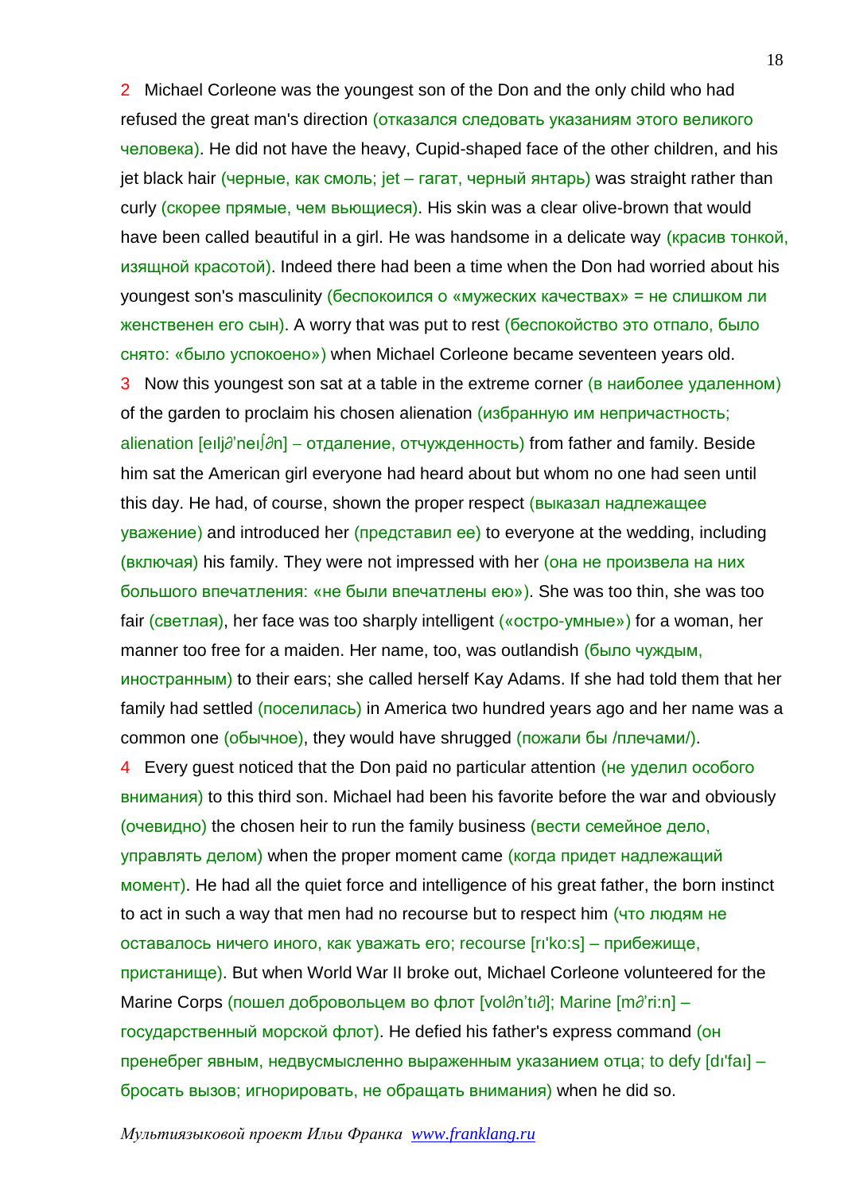2 Michael Corleone was the youngest son of the Don and the only child who had refused the great man's direction (отказался следовать указаниям этого великого человека). He did not have the heavy, Cupid-shaped face of the other children, and his jet black hair (черные, как смоль; jet – гагат, черный янтарь) was straight rather than curly (скорее прямые, чем вьющиеся). His skin was a clear olive-brown that would have been called beautiful in a girl. He was handsome in a delicate way (красив тонкой, изящной красотой). Indeed there had been a time when the Don had worried about his youngest son's masculinity (беспокоился о «мужеских качествах» = не слишком ли женственен его сын). A worry that was put to rest (беспокойство это отпало, было снято: «было успокоено») when Michael Corleone became seventeen years old.

3 Now this youngest son sat at a table in the extreme corner (в наиболее удаленном) of the garden to proclaim his chosen alienation (избранную им непричастность; alienation [eɪlj∂'neɪʃ∂n] – отдаление, отчужденность) from father and family. Beside him sat the American girl everyone had heard about but whom no one had seen until this day. He had, of course, shown the proper respect (выказал надлежащее уважение) and introduced her (представил ее) to everyone at the wedding, including (включая) his family. They were not impressed with her (она не произвела на них большого впечатления: «не были впечатлены ею»). She was too thin, she was too fair (светлая), her face was too sharply intelligent («остро-умные») for a woman, her manner too free for a maiden. Her name, too, was outlandish (было чуждым, иностранным) to their ears; she called herself Kay Adams. If she had told them that her family had settled (поселилась) in America two hundred years ago and her name was a common one (обычное), they would have shrugged (пожали бы /плечами/).

4 Every guest noticed that the Don paid no particular attention (не уделил особого внимания) to this third son. Michael had been his favorite before the war and obviously (очевидно) the chosen heir to run the family business (вести семейное дело, управлять делом) when the proper moment came (когда придет надлежащий момент). He had all the quiet force and intelligence of his great father, the born instinct to act in such a way that men had no recourse but to respect him (что людям не оставалось ничего иного, как уважать его; recourse [rɪ'ko:s] – прибежище, пристанище). But when World War II broke out, Michael Corleone volunteered for the Marine Corps (пошел добровольцем во флот [vol∂n'tɪ∂]; Marine [m∂'ri:n] – государственный морской флот). He defied his father's express command (он пренебрег явным, недвусмысленно выраженным указанием отца; to defy [dɪ'faɪ] – бросать вызов; игнорировать, не обращать внимания) when he did so.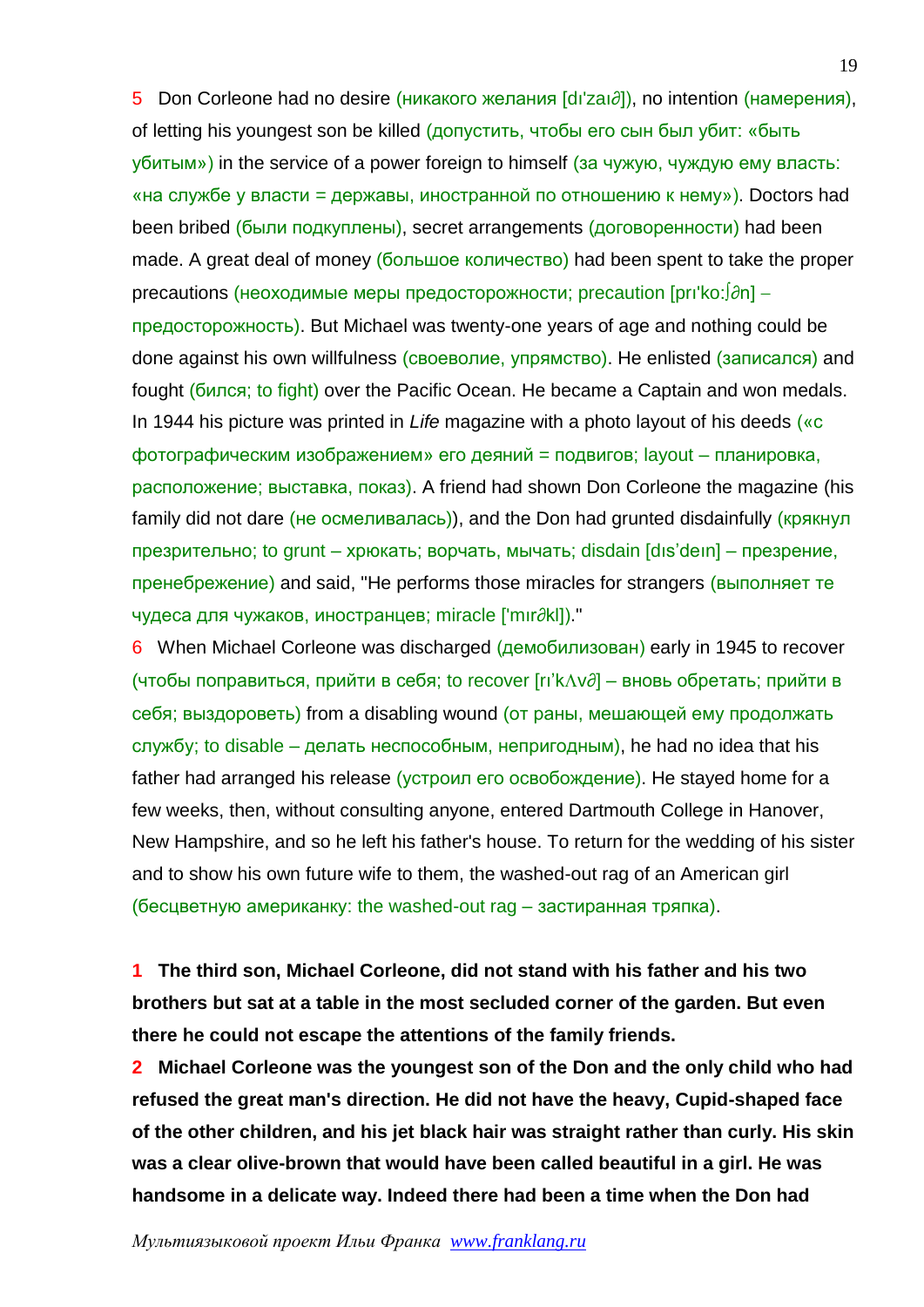5 Don Corleone had no desire (никакого желания [dɪ'zaɪ∂]), no intention (намерения), of letting his youngest son be killed (допустить, чтобы его сын был убит: «быть убитым») in the service of a power foreign to himself (за чужую, чуждую ему власть: «на службе у власти = державы, иностранной по отношению к нему»). Doctors had been bribed (были подкуплены), secret arrangements (договоренности) had been made. A great deal of money (большое количество) had been spent to take the proper precautions (неоходимые меры предосторожности; precaution [prɪ'ko:ʃ∂n] – предосторожность). But Michael was twenty-one years of age and nothing could be done against his own willfulness (своеволие, упрямство). He enlisted (записался) and fought (бился; to fight) over the Pacific Ocean. He became a Captain and won medals. In 1944 his picture was printed in *Life* magazine with a photo layout of his deeds («с фотографическим изображением» его деяний = подвигов; layout – планировка, расположение; выставка, показ). A friend had shown Don Corleone the magazine (his family did not dare (не осмеливалась)), and the Don had grunted disdainfully (крякнул презрительно; to grunt – хрюкать; ворчать, мычать; disdain [dɪs'deɪn] – презрение, пренебрежение) and said, "He performs those miracles for strangers (выполняет те чудеса для чужаков, иностранцев; miracle ['mɪr∂kl])."

6 When Michael Corleone was discharged (демобилизован) early in 1945 to recover (чтобы поправиться, прийти в себя; to recover [rɪ'kʌv∂] – вновь обретать; прийти в себя; выздороветь) from a disabling wound (от раны, мешающей ему продолжать службу; to disable – делать неспособным, непригодным), he had no idea that his father had arranged his release (устроил его освобождение). He stayed home for a few weeks, then, without consulting anyone, entered Dartmouth College in Hanover, New Hampshire, and so he left his father's house. To return for the wedding of his sister and to show his own future wife to them, the washed-out rag of an American girl (бесцветную американку: the washed-out rag – застиранная тряпка).

**1 The third son, Michael Corleone, did not stand with his father and his two brothers but sat at a table in the most secluded corner of the garden. But even there he could not escape the attentions of the family friends.**

**2 Michael Corleone was the youngest son of the Don and the only child who had refused the great man's direction. He did not have the heavy, Cupid-shaped face of the other children, and his jet black hair was straight rather than curly. His skin was a clear olive-brown that would have been called beautiful in a girl. He was handsome in a delicate way. Indeed there had been a time when the Don had**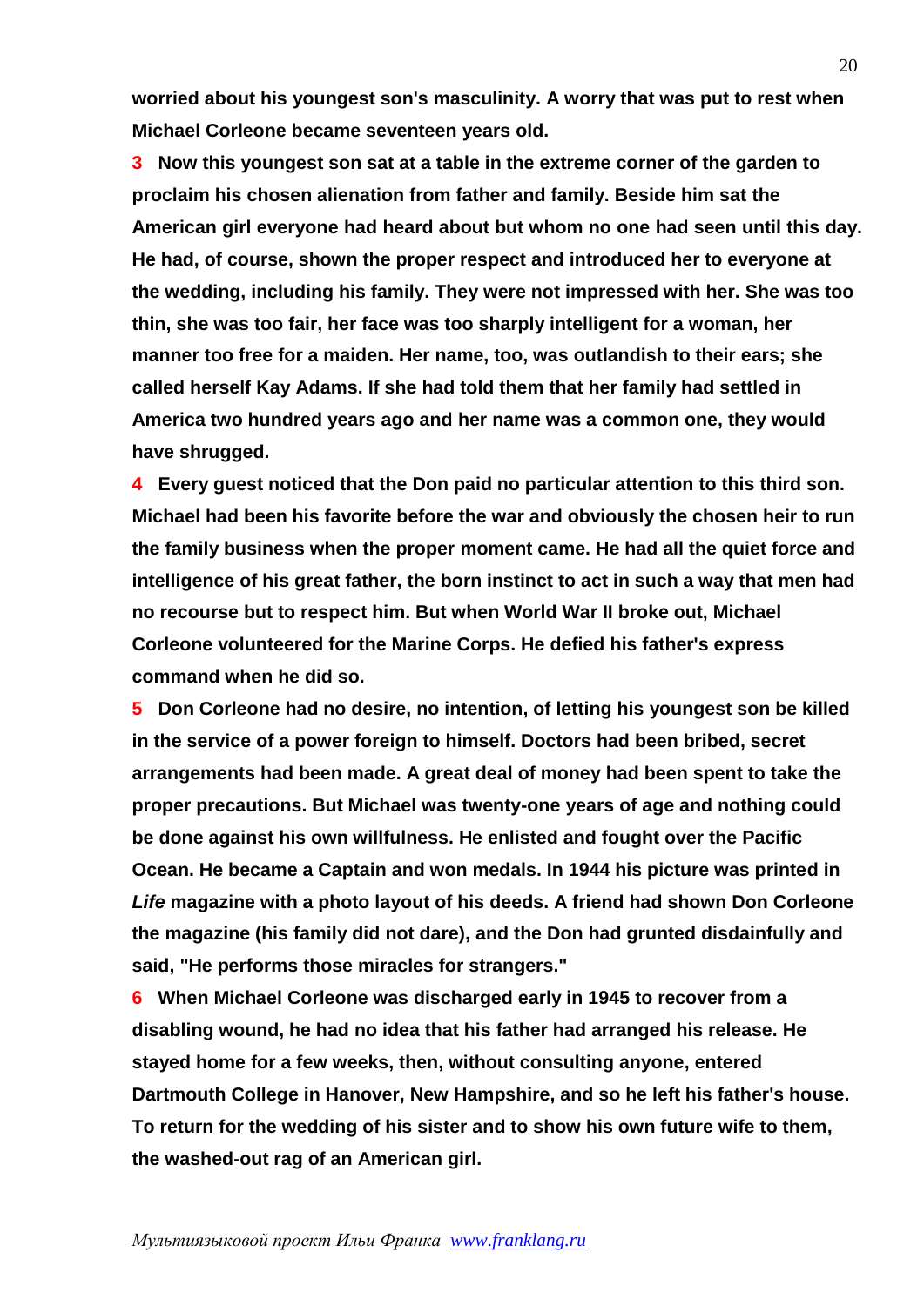**worried about his youngest son's masculinity. A worry that was put to rest when Michael Corleone became seventeen years old.**

**3 Now this youngest son sat at a table in the extreme corner of the garden to proclaim his chosen alienation from father and family. Beside him sat the American girl everyone had heard about but whom no one had seen until this day. He had, of course, shown the proper respect and introduced her to everyone at the wedding, including his family. They were not impressed with her. She was too thin, she was too fair, her face was too sharply intelligent for a woman, her manner too free for a maiden. Her name, too, was outlandish to their ears; she called herself Kay Adams. If she had told them that her family had settled in America two hundred years ago and her name was a common one, they would have shrugged.**

**4 Every guest noticed that the Don paid no particular attention to this third son. Michael had been his favorite before the war and obviously the chosen heir to run the family business when the proper moment came. He had all the quiet force and intelligence of his great father, the born instinct to act in such a way that men had no recourse but to respect him. But when World War II broke out, Michael Corleone volunteered for the Marine Corps. He defied his father's express command when he did so.**

**5 Don Corleone had no desire, no intention, of letting his youngest son be killed in the service of a power foreign to himself. Doctors had been bribed, secret arrangements had been made. A great deal of money had been spent to take the proper precautions. But Michael was twenty-one years of age and nothing could be done against his own willfulness. He enlisted and fought over the Pacific Ocean. He became a Captain and won medals. In 1944 his picture was printed in *Life* magazine with a photo layout of his deeds. A friend had shown Don Corleone the magazine (his family did not dare), and the Don had grunted disdainfully and said, "He performs those miracles for strangers."**

**6 When Michael Corleone was discharged early in 1945 to recover from a disabling wound, he had no idea that his father had arranged his release. He stayed home for a few weeks, then, without consulting anyone, entered Dartmouth College in Hanover, New Hampshire, and so he left his father's house. To return for the wedding of his sister and to show his own future wife to them, the washed-out rag of an American girl.**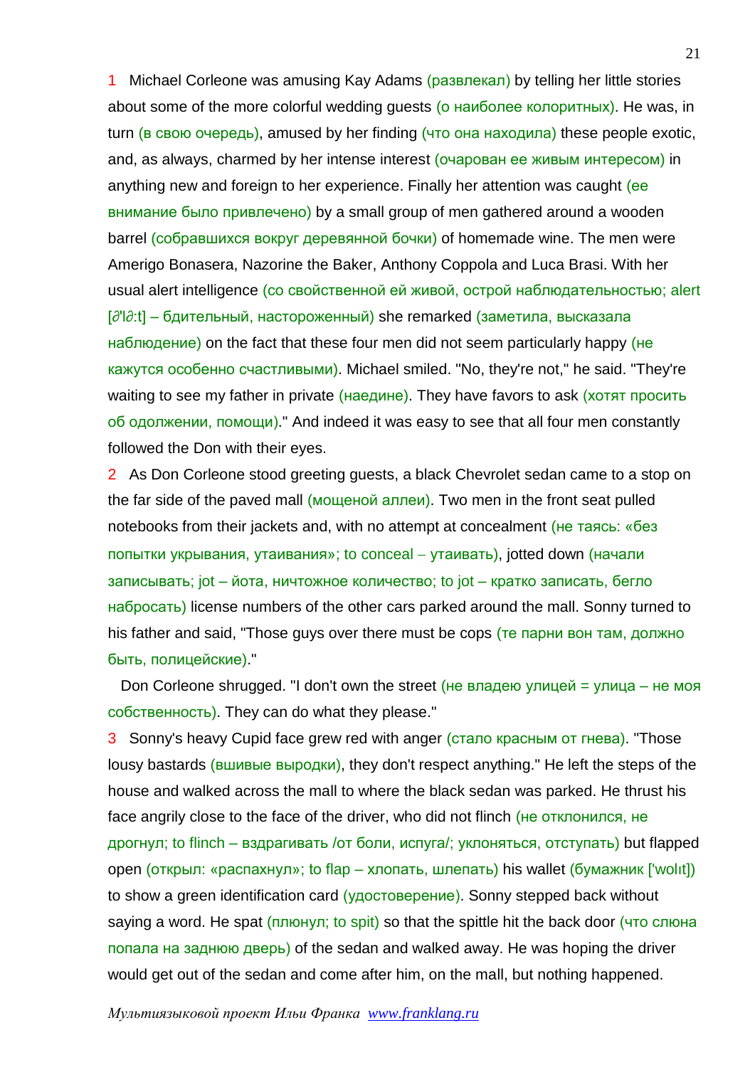1 Michael Corleone was amusing Kay Adams (развлекал) by telling her little stories about some of the more colorful wedding guests (о наиболее колоритных). He was, in turn (в свою очередь), amused by her finding (что она находила) these people exotic, and, as always, charmed by her intense interest (очарован ее живым интересом) in anything new and foreign to her experience. Finally her attention was caught (ее внимание было привлечено) by a small group of men gathered around a wooden barrel (собравшихся вокруг деревянной бочки) of homemade wine. The men were Amerigo Bonasera, Nazorine the Baker, Anthony Coppola and Luca Brasi. With her usual alert intelligence (со свойственной ей живой, острой наблюдательностью; alert [∂'l∂:t] – бдительный, настороженный) she remarked (заметила, высказала наблюдение) on the fact that these four men did not seem particularly happy (не кажутся особенно счастливыми). Michael smiled. "No, they're not," he said. "They're waiting to see my father in private (наедине). They have favors to ask (хотят просить об одолжении, помощи)." And indeed it was easy to see that all four men constantly followed the Don with their eyes.

2 As Don Corleone stood greeting guests, a black Chevrolet sedan came to a stop on the far side of the paved mall (мощеной аллеи). Two men in the front seat pulled notebooks from their jackets and, with no attempt at concealment (не таясь: «без попытки укрывания, утаивания»; to conceal – утаивать), jotted down (начали записывать; jot – йота, ничтожное количество; to jot – кратко записать, бегло набросать) license numbers of the other cars parked around the mall. Sonny turned to his father and said, "Those guys over there must be cops (те парни вон там, должно быть, полицейские)."

Don Corleone shrugged. "I don't own the street (не владею улицей = улица – не моя собственность). They can do what they please."

3 Sonny's heavy Cupid face grew red with anger (стало красным от гнева). "Those lousy bastards (вшивые выродки), they don't respect anything." He left the steps of the house and walked across the mall to where the black sedan was parked. He thrust his face angrily close to the face of the driver, who did not flinch (не отклонился, не дрогнул; to flinch – вздрагивать /от боли, испуга/; уклоняться, отступать) but flapped open (открыл: «распахнул»; to flap – хлопать, шлепать) his wallet (бумажник ['wolıt]) to show a green identification card (удостоверение). Sonny stepped back without saying a word. He spat (плюнул; to spit) so that the spittle hit the back door (что слюна попала на заднюю дверь) of the sedan and walked away. He was hoping the driver would get out of the sedan and come after him, on the mall, but nothing happened.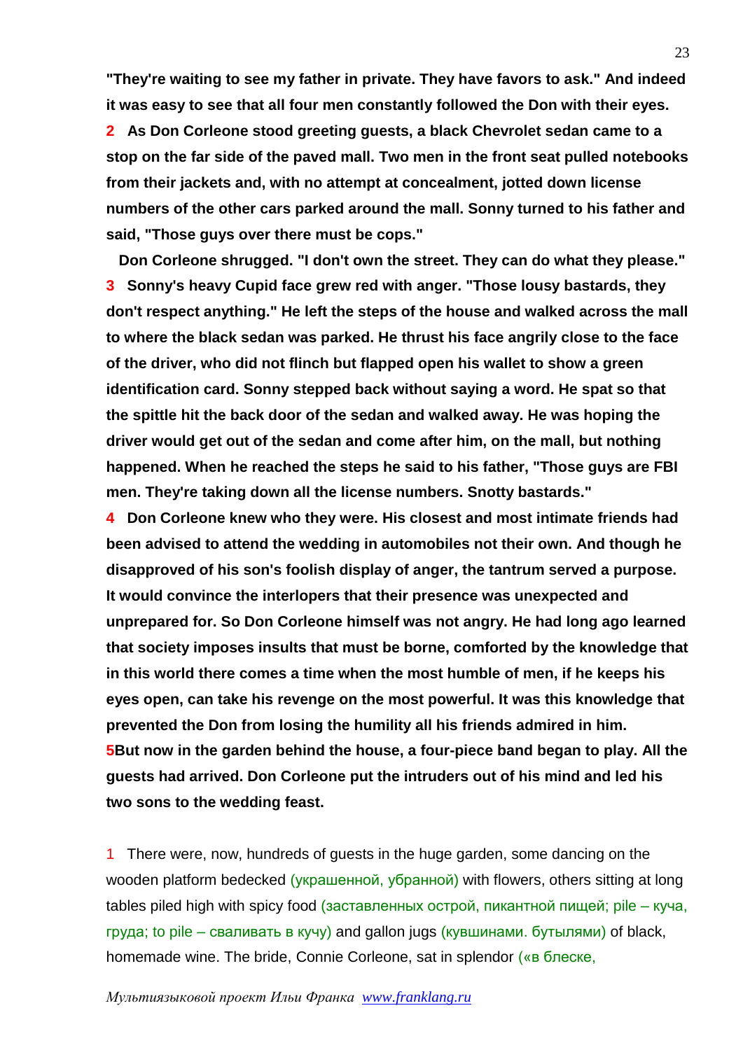**"They're waiting to see my father in private. They have favors to ask." And indeed it was easy to see that all four men constantly followed the Don with their eyes.**

**2 As Don Corleone stood greeting guests, a black Chevrolet sedan came to a stop on the far side of the paved mall. Two men in the front seat pulled notebooks from their jackets and, with no attempt at concealment, jotted down license numbers of the other cars parked around the mall. Sonny turned to his father and said, "Those guys over there must be cops."**

**Don Corleone shrugged. "I don't own the street. They can do what they please."**

**3 Sonny's heavy Cupid face grew red with anger. "Those lousy bastards, they don't respect anything." He left the steps of the house and walked across the mall to where the black sedan was parked. He thrust his face angrily close to the face of the driver, who did not flinch but flapped open his wallet to show a green identification card. Sonny stepped back without saying a word. He spat so that the spittle hit the back door of the sedan and walked away. He was hoping the driver would get out of the sedan and come after him, on the mall, but nothing happened. When he reached the steps he said to his father, "Those guys are FBI men. They're taking down all the license numbers. Snotty bastards."**

**4 Don Corleone knew who they were. His closest and most intimate friends had been advised to attend the wedding in automobiles not their own. And though he disapproved of his son's foolish display of anger, the tantrum served a purpose. It would convince the interlopers that their presence was unexpected and unprepared for. So Don Corleone himself was not angry. He had long ago learned that society imposes insults that must be borne, comforted by the knowledge that in this world there comes a time when the most humble of men, if he keeps his eyes open, can take his revenge on the most powerful. It was this knowledge that prevented the Don from losing the humility all his friends admired in him.**

**5But now in the garden behind the house, a four-piece band began to play. All the guests had arrived. Don Corleone put the intruders out of his mind and led his two sons to the wedding feast.**

1 There were, now, hundreds of guests in the huge garden, some dancing on the wooden platform bedecked (украшенной, убранной) with flowers, others sitting at long tables piled high with spicy food (заставленных острой, пикантной пищей; pile – куча, груда; to pile – сваливать в кучу) and gallon jugs (кувшинами. бутылями) of black, homemade wine. The bride, Connie Corleone, sat in splendor («в блеске,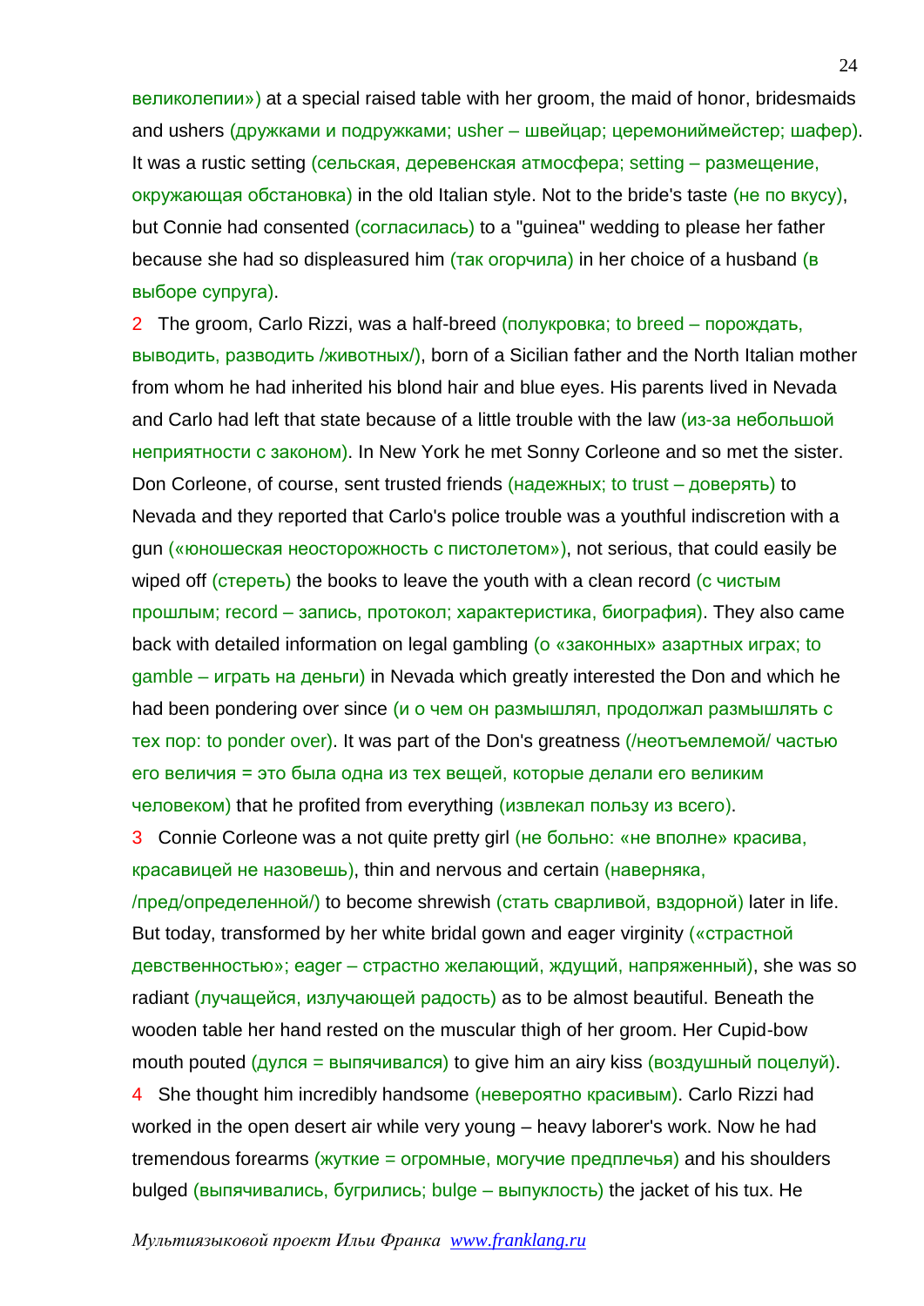великолепии») at a special raised table with her groom, the maid of honor, bridesmaids and ushers (дружками и подружками; usher – швейцар; церемониймейстер; шафер). It was a rustic setting (сельская, деревенская атмосфера; setting – размещение, окружающая обстановка) in the old Italian style. Not to the bride's taste (не по вкусу), but Connie had consented (согласилась) to a "guinea" wedding to please her father because she had so displeasured him (так огорчила) in her choice of a husband (в выборе супруга).

2 The groom, Carlo Rizzi, was a half-breed (полукровка; to breed – порождать, выводить, разводить /животных/), born of a Sicilian father and the North Italian mother from whom he had inherited his blond hair and blue eyes. His parents lived in Nevada and Carlo had left that state because of a little trouble with the law (из-за небольшой неприятности с законом). In New York he met Sonny Corleone and so met the sister. Don Corleone, of course, sent trusted friends (надежных; to trust – доверять) to Nevada and they reported that Carlo's police trouble was a youthful indiscretion with a gun («юношеская неосторожность с пистолетом»), not serious, that could easily be wiped off (стереть) the books to leave the youth with a clean record (с чистым прошлым; record – запись, протокол; характеристика, биография). They also came back with detailed information on legal gambling (о «законных» азартных играх; to gamble – играть на деньги) in Nevada which greatly interested the Don and which he had been pondering over since (и о чем он размышлял, продолжал размышлять с тех пор: to ponder over). It was part of the Don's greatness (/неотъемлемой/ частью его величия = это была одна из тех вещей, которые делали его великим человеком) that he profited from everything (извлекал пользу из всего).

3 Connie Corleone was a not quite pretty girl (не больно: «не вполне» красива, красавицей не назовешь), thin and nervous and certain (наверняка, /пред/определенной/) to become shrewish (стать сварливой, вздорной) later in life. But today, transformed by her white bridal gown and eager virginity («страстной девственностью»; eager – страстно желающий, ждущий, напряженный), she was so radiant (лучащейся, излучающей радость) as to be almost beautiful. Beneath the wooden table her hand rested on the muscular thigh of her groom. Her Cupid-bow mouth pouted (дулся = выпячивался) to give him an airy kiss (воздушный поцелуй).

4 She thought him incredibly handsome (невероятно красивым). Carlo Rizzi had worked in the open desert air while very young – heavy laborer's work. Now he had tremendous forearms (жуткие = огромные, могучие предплечья) and his shoulders bulged (выпячивались, бугрились; bulge – выпуклость) the jacket of his tux. He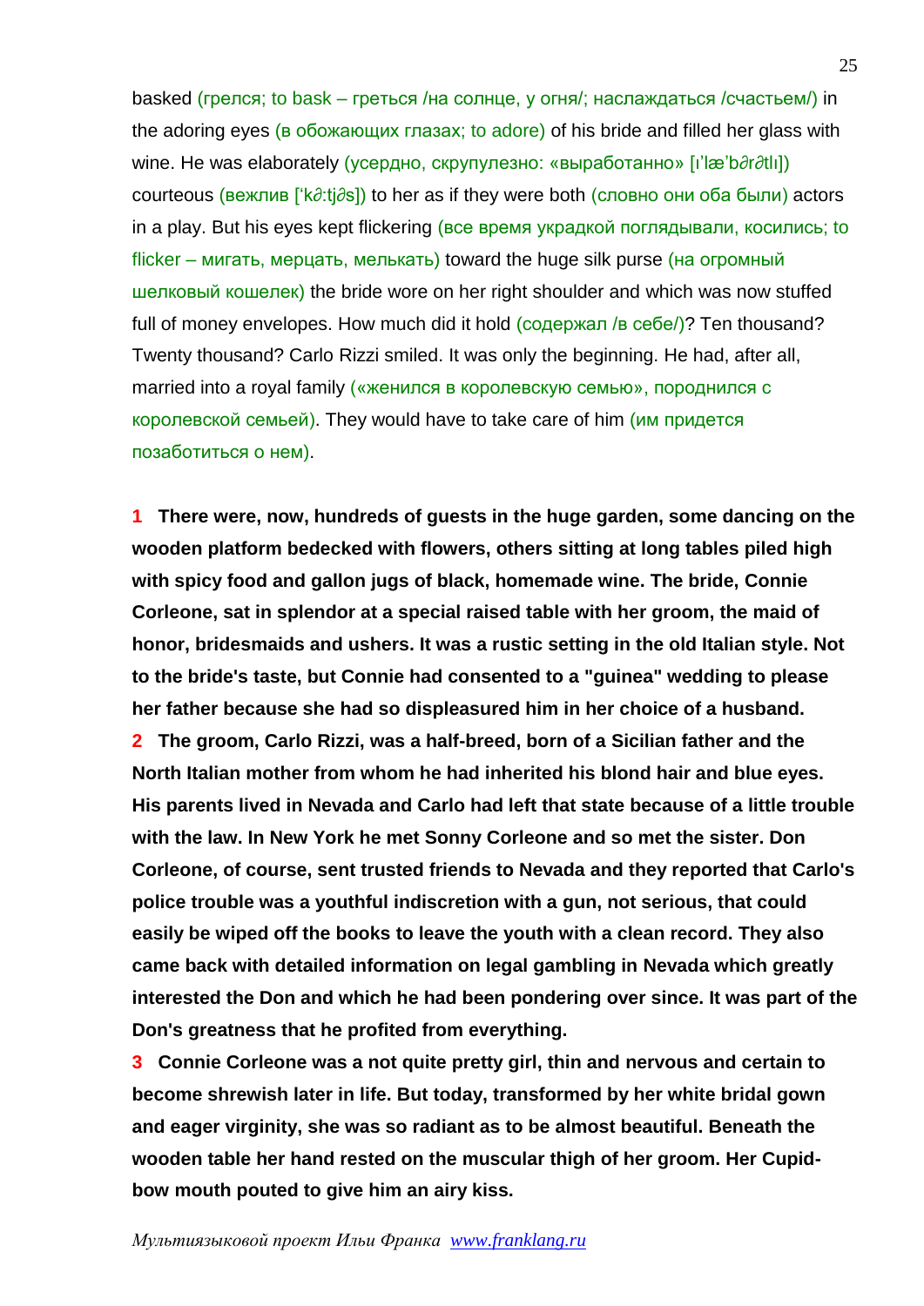basked (грелся; to bask – греться /на солнце, у огня/; наслаждаться /счастьем/) in the adoring eyes (в обожающих глазах; to adore) of his bride and filled her glass with wine. He was elaborately (усердно, скрупулезно: «выработанно» [ɪ'læ'bərətlɪ]) courteous (вежлив ['kə:tjəs]) to her as if they were both (словно они оба были) actors in a play. But his eyes kept flickering (все время украдкой поглядывали, косились; to flicker – мигать, мерцать, мелькать) toward the huge silk purse (на огромный шелковый кошелек) the bride wore on her right shoulder and which was now stuffed full of money envelopes. How much did it hold (содержал /в себе/)? Ten thousand? Twenty thousand? Carlo Rizzi smiled. It was only the beginning. He had, after all, married into a royal family («женился в королевскую семью», породнился с королевской семьей). They would have to take care of him (им придется позаботиться о нем).

**1 There were, now, hundreds of guests in the huge garden, some dancing on the wooden platform bedecked with flowers, others sitting at long tables piled high with spicy food and gallon jugs of black, homemade wine. The bride, Connie Corleone, sat in splendor at a special raised table with her groom, the maid of honor, bridesmaids and ushers. It was a rustic setting in the old Italian style. Not to the bride's taste, but Connie had consented to a "guinea" wedding to please her father because she had so displeasured him in her choice of a husband.**

**2 The groom, Carlo Rizzi, was a half-breed, born of a Sicilian father and the North Italian mother from whom he had inherited his blond hair and blue eyes. His parents lived in Nevada and Carlo had left that state because of a little trouble with the law. In New York he met Sonny Corleone and so met the sister. Don Corleone, of course, sent trusted friends to Nevada and they reported that Carlo's police trouble was a youthful indiscretion with a gun, not serious, that could easily be wiped off the books to leave the youth with a clean record. They also came back with detailed information on legal gambling in Nevada which greatly interested the Don and which he had been pondering over since. It was part of the Don's greatness that he profited from everything.**

**3 Connie Corleone was a not quite pretty girl, thin and nervous and certain to become shrewish later in life. But today, transformed by her white bridal gown and eager virginity, she was so radiant as to be almost beautiful. Beneath the wooden table her hand rested on the muscular thigh of her groom. Her Cupid-bow mouth pouted to give him an airy kiss.**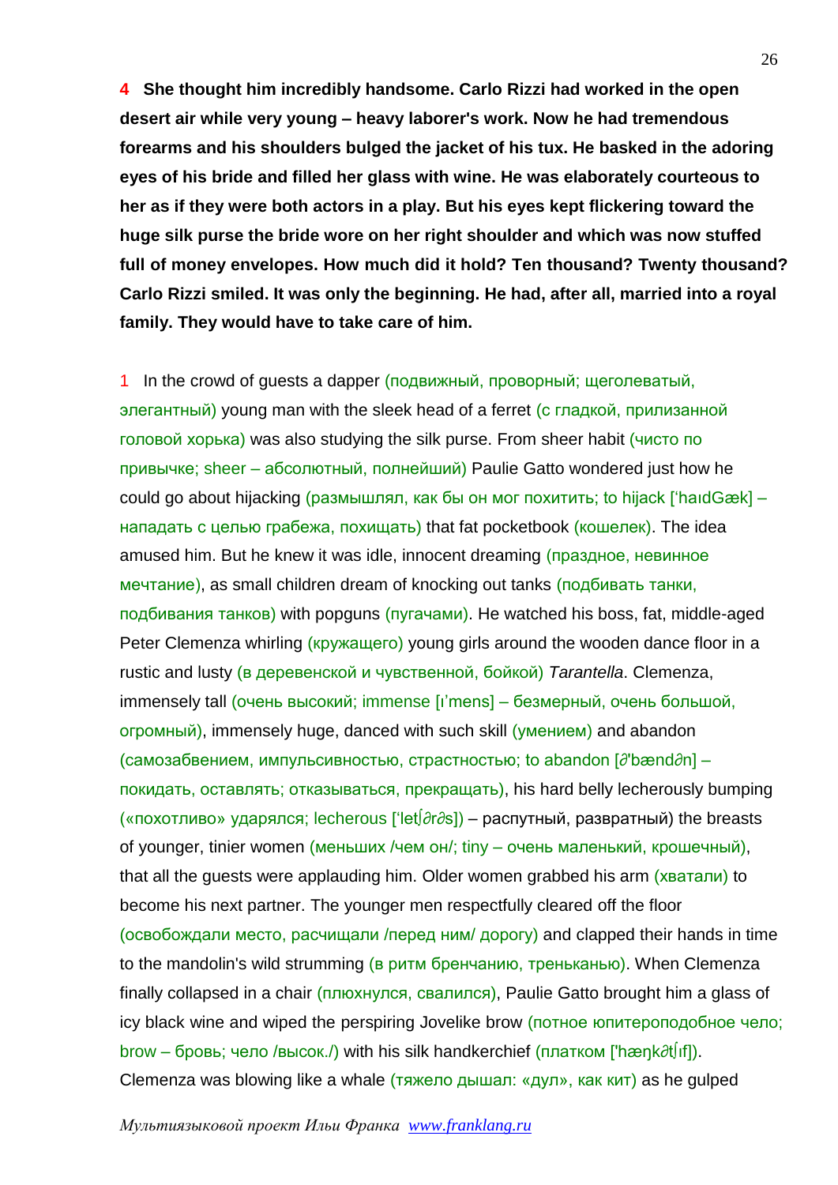**4 She thought him incredibly handsome. Carlo Rizzi had worked in the open desert air while very young – heavy laborer's work. Now he had tremendous forearms and his shoulders bulged the jacket of his tux. He basked in the adoring eyes of his bride and filled her glass with wine. He was elaborately courteous to her as if they were both actors in a play. But his eyes kept flickering toward the huge silk purse the bride wore on her right shoulder and which was now stuffed full of money envelopes. How much did it hold? Ten thousand? Twenty thousand? Carlo Rizzi smiled. It was only the beginning. He had, after all, married into a royal family. They would have to take care of him.**

1 In the crowd of guests a dapper (подвижный, проворный; щеголеватый, элегантный) young man with the sleek head of a ferret (с гладкой, прилизанной головой хорька) was also studying the silk purse. From sheer habit (чисто по привычке; sheer – абсолютный, полнейший) Paulie Gatto wondered just how he could go about hijacking (размышлял, как бы он мог похитить; to hijack ['haɪdGæk] – нападать с целью грабежа, похищать) that fat pocketbook (кошелек). The idea amused him. But he knew it was idle, innocent dreaming (праздное, невинное мечтание), as small children dream of knocking out tanks (подбивать танки, подбивания танков) with popguns (пугачами). He watched his boss, fat, middle-aged Peter Clemenza whirling (кружащего) young girls around the wooden dance floor in a rustic and lusty (в деревенской и чувственной, бойкой) *Tarantella*. Clemenza, immensely tall (очень высокий; immense [ɪ'mens] – безмерный, очень большой, огромный), immensely huge, danced with such skill (умением) and abandon (самозабвением, импульсивностью, страстностью; to abandon [∂'bænd∂n] – покидать, оставлять; отказываться, прекращать), his hard belly lecherously bumping («похотливо» ударялся; lecherous ['letʃ∂r∂s]) – распутный, развратный) the breasts of younger, tinier women (меньших /чем он/; tiny – очень маленький, крошечный), that all the guests were applauding him. Older women grabbed his arm (хватали) to become his next partner. The younger men respectfully cleared off the floor (освобождали место, расчищали /перед ним/ дорогу) and clapped their hands in time to the mandolin's wild strumming (в ритм бренчанию, треньканью). When Clemenza finally collapsed in a chair (плюхнулся, свалился), Paulie Gatto brought him a glass of icy black wine and wiped the perspiring Jovelike brow (потное юпитероподобное чело; brow – бровь; чело /высок./) with his silk handkerchief (платком ['hæŋk∂tʃɪf]). Clemenza was blowing like a whale (тяжело дышал: «дул», как кит) as he gulped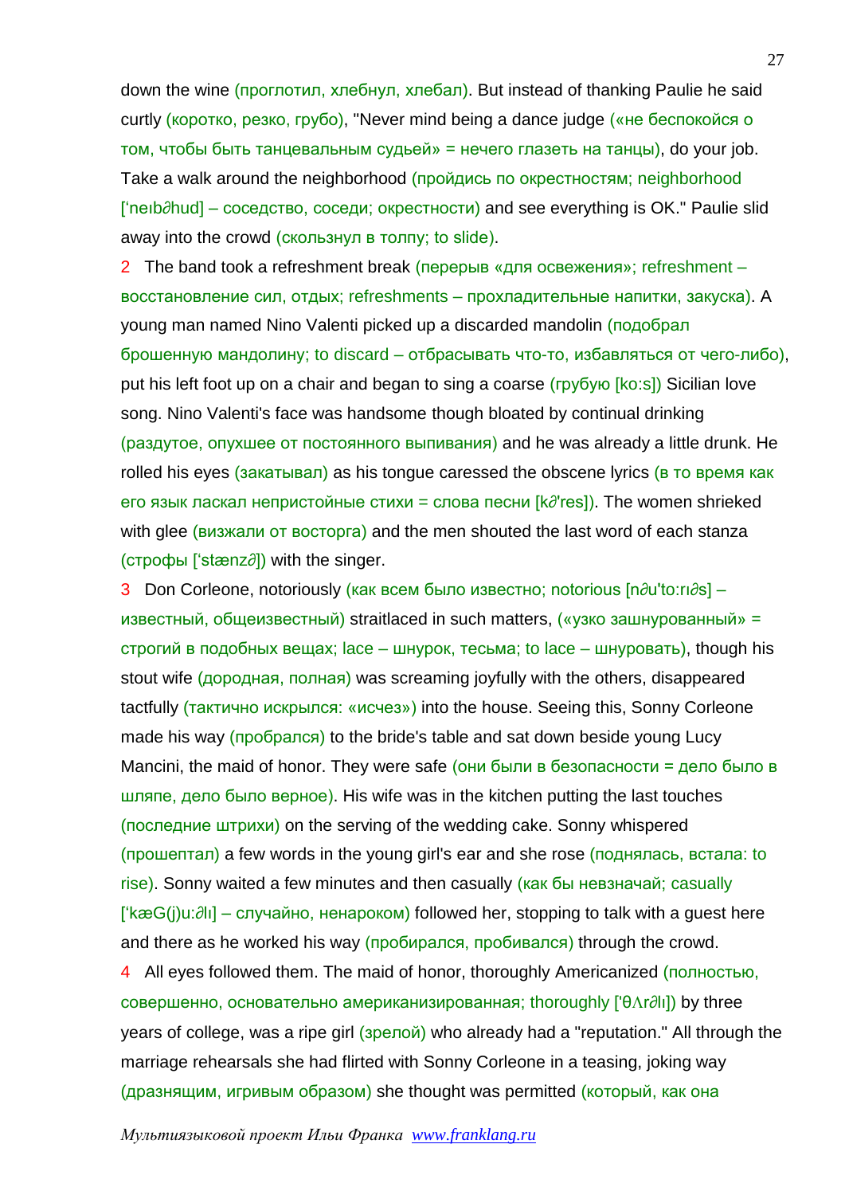down the wine (проглотил, хлебнул, хлебал). But instead of thanking Paulie he said curtly (коротко, резко, грубо), "Never mind being a dance judge («не беспокойся о том, чтобы быть танцевальным судьей» = нечего глазеть на танцы), do your job. Take a walk around the neighborhood (пройдись по окрестностям; neighborhood ['neıb∂hud] – соседство, соседи; окрестности) and see everything is OK." Paulie slid away into the crowd (скользнул в толпу; to slide).

2 The band took a refreshment break (перерыв «для освежения»; refreshment – восстановление сил, отдых; refreshments – прохладительные напитки, закуска). A young man named Nino Valenti picked up a discarded mandolin (подобрал брошенную мандолину; to discard – отбрасывать что-то, избавляться от чего-либо), put his left foot up on a chair and began to sing a coarse (грубую [ko:s]) Sicilian love song. Nino Valenti's face was handsome though bloated by continual drinking (раздутое, опухшее от постоянного выпивания) and he was already a little drunk. He rolled his eyes (закатывал) as his tongue caressed the obscene lyrics (в то время как его язык ласкал непристойные стихи = слова песни [k∂'res]). The women shrieked with glee (визжали от восторга) and the men shouted the last word of each stanza (строфы ['stænz∂]) with the singer.

3 Don Corleone, notoriously (как всем было известно; notorious [n∂u'to:rı∂s] – известный, общеизвестный) straitlaced in such matters, («узко зашнурованный» = строгий в подобных вещах; lace – шнурок, тесьма; to lace – шнуровать), though his stout wife (дородная, полная) was screaming joyfully with the others, disappeared tactfully (тактично искрылся: «исчез») into the house. Seeing this, Sonny Corleone made his way (пробрался) to the bride's table and sat down beside young Lucy Mancini, the maid of honor. They were safe (они были в безопасности = дело было в шляпе, дело было верное). His wife was in the kitchen putting the last touches (последние штрихи) on the serving of the wedding cake. Sonny whispered (прошептал) a few words in the young girl's ear and she rose (поднялась, встала: to rise). Sonny waited a few minutes and then casually (как бы невзначай; casually ['kæG(j)u:∂lı] – случайно, ненароком) followed her, stopping to talk with a guest here and there as he worked his way (пробирался, пробивался) through the crowd.

4 All eyes followed them. The maid of honor, thoroughly Americanized (полностью, совершенно, основательно американизированная; thoroughly ['θΛr∂lı]) by three years of college, was a ripe girl (зрелой) who already had a "reputation." All through the marriage rehearsals she had flirted with Sonny Corleone in a teasing, joking way (дразнящим, игривым образом) she thought was permitted (который, как она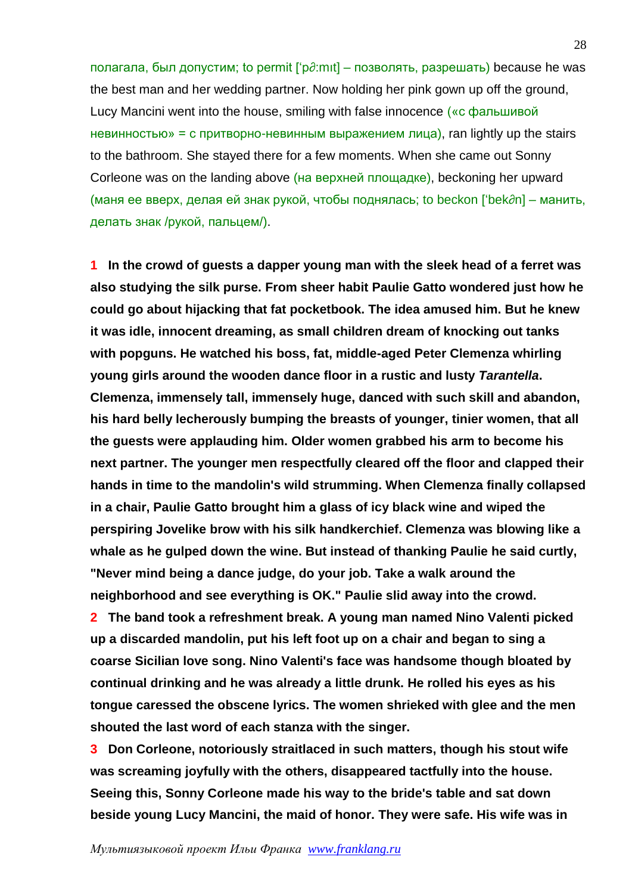полагала, был допустим; to permit ['pə:mɪt] – позволять, разрешать) because he was the best man and her wedding partner. Now holding her pink gown up off the ground, Lucy Mancini went into the house, smiling with false innocence («с фальшивой невинностью» = с притворно-невинным выражением лица), ran lightly up the stairs to the bathroom. She stayed there for a few moments. When she came out Sonny Corleone was on the landing above (на верхней площадке), beckoning her upward (маня ее вверх, делая ей знак рукой, чтобы поднялась; to beckon ['bekən] – манить, делать знак /рукой, пальцем/).

**1 In the crowd of guests a dapper young man with the sleek head of a ferret was also studying the silk purse. From sheer habit Paulie Gatto wondered just how he could go about hijacking that fat pocketbook. The idea amused him. But he knew it was idle, innocent dreaming, as small children dream of knocking out tanks with popguns. He watched his boss, fat, middle-aged Peter Clemenza whirling young girls around the wooden dance floor in a rustic and lusty *Tarantella*. Clemenza, immensely tall, immensely huge, danced with such skill and abandon, his hard belly lecherously bumping the breasts of younger, tinier women, that all the guests were applauding him. Older women grabbed his arm to become his next partner. The younger men respectfully cleared off the floor and clapped their hands in time to the mandolin's wild strumming. When Clemenza finally collapsed in a chair, Paulie Gatto brought him a glass of icy black wine and wiped the perspiring Jovelike brow with his silk handkerchief. Clemenza was blowing like a whale as he gulped down the wine. But instead of thanking Paulie he said curtly, "Never mind being a dance judge, do your job. Take a walk around the neighborhood and see everything is OK." Paulie slid away into the crowd.**

**2 The band took a refreshment break. A young man named Nino Valenti picked up a discarded mandolin, put his left foot up on a chair and began to sing a coarse Sicilian love song. Nino Valenti's face was handsome though bloated by continual drinking and he was already a little drunk. He rolled his eyes as his tongue caressed the obscene lyrics. The women shrieked with glee and the men shouted the last word of each stanza with the singer.**

**3 Don Corleone, notoriously straitlaced in such matters, though his stout wife was screaming joyfully with the others, disappeared tactfully into the house. Seeing this, Sonny Corleone made his way to the bride's table and sat down beside young Lucy Mancini, the maid of honor. They were safe. His wife was in**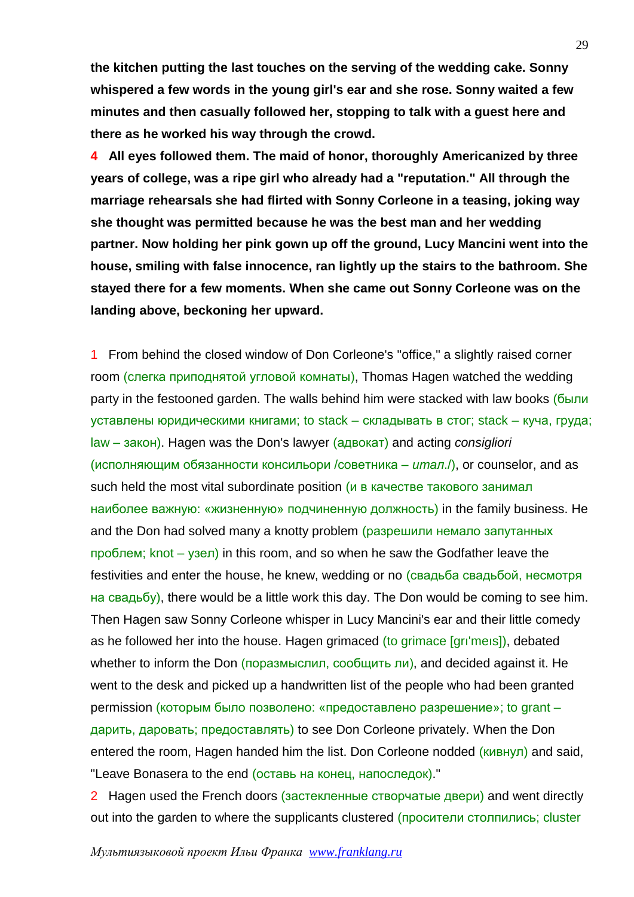**the kitchen putting the last touches on the serving of the wedding cake. Sonny whispered a few words in the young girl's ear and she rose. Sonny waited a few minutes and then casually followed her, stopping to talk with a guest here and there as he worked his way through the crowd.**

**4 All eyes followed them. The maid of honor, thoroughly Americanized by three years of college, was a ripe girl who already had a "reputation." All through the marriage rehearsals she had flirted with Sonny Corleone in a teasing, joking way she thought was permitted because he was the best man and her wedding partner. Now holding her pink gown up off the ground, Lucy Mancini went into the house, smiling with false innocence, ran lightly up the stairs to the bathroom. She stayed there for a few moments. When she came out Sonny Corleone was on the landing above, beckoning her upward.**

1 From behind the closed window of Don Corleone's "office," a slightly raised corner room (слегка приподнятой угловой комнаты), Thomas Hagen watched the wedding party in the festooned garden. The walls behind him were stacked with law books (были уставлены юридическими книгами; to stack – складывать в стог; stack – куча, груда; law – закон). Hagen was the Don's lawyer (адвокат) and acting *consigliori* (исполняющим обязанности консильори /советника – *итал.*/), or counselor, and as such held the most vital subordinate position (и в качестве такового занимал наиболее важную: «жизненную» подчиненную должность) in the family business. He and the Don had solved many a knotty problem (разрешили немало запутанных проблем; knot – узел) in this room, and so when he saw the Godfather leave the festivities and enter the house, he knew, wedding or no (свадьба свадьбой, несмотря на свадьбу), there would be a little work this day. The Don would be coming to see him. Then Hagen saw Sonny Corleone whisper in Lucy Mancini's ear and their little comedy as he followed her into the house. Hagen grimaced (to grimace [grɪ'meɪs]), debated whether to inform the Don (поразмыслил, сообщить ли), and decided against it. He went to the desk and picked up a handwritten list of the people who had been granted permission (которым было позволено: «предоставлено разрешение»; to grant – дарить, даровать; предоставлять) to see Don Corleone privately. When the Don entered the room, Hagen handed him the list. Don Corleone nodded (кивнул) and said, "Leave Bonasera to the end (оставь на конец, напоследок)."

2 Hagen used the French doors (застекленные створчатые двери) and went directly out into the garden to where the supplicants clustered (просители столпились; cluster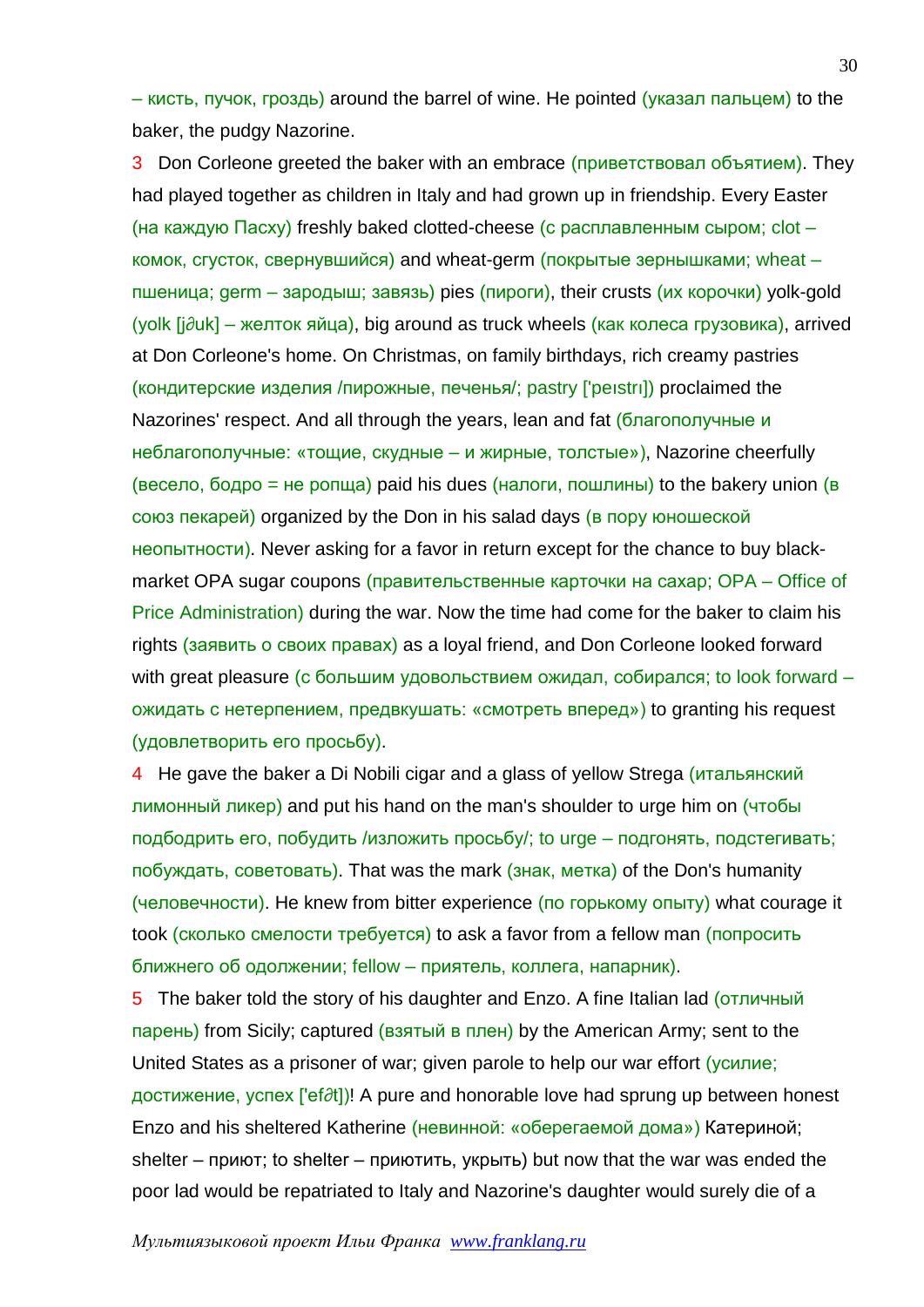– кисть, пучок, гроздь) around the barrel of wine. He pointed (указал пальцем) to the baker, the pudgy Nazorine.

3 Don Corleone greeted the baker with an embrace (приветствовал объятием). They had played together as children in Italy and had grown up in friendship. Every Easter (на каждую Пасху) freshly baked clotted-cheese (с расплавленным сыром; clot – комок, сгусток, свернувшийся) and wheat-germ (покрытые зернышками; wheat – пшеница; germ – зародыш; завязь) pies (пироги), their crusts (их корочки) yolk-gold (yolk [jǝuk] – желток яйца), big around as truck wheels (как колеса грузовика), arrived at Don Corleone's home. On Christmas, on family birthdays, rich creamy pastries (кондитерские изделия /пирожные, печенья/; pastry ['peıstrı]) proclaimed the Nazorines' respect. And all through the years, lean and fat (благополучные и неблагополучные: «тощие, скудные – и жирные, толстые»), Nazorine cheerfully (весело, бодро = не ропща) paid his dues (налоги, пошлины) to the bakery union (в союз пекарей) organized by the Don in his salad days (в пору юношеской неопытности). Never asking for a favor in return except for the chance to buy black-market OPA sugar coupons (правительственные карточки на сахар; OPA – Office of Price Administration) during the war. Now the time had come for the baker to claim his rights (заявить о своих правах) as a loyal friend, and Don Corleone looked forward with great pleasure (с большим удовольствием ожидал, собирался; to look forward – ожидать с нетерпением, предвкушать: «смотреть вперед») to granting his request (удовлетворить его просьбу).

4 He gave the baker a Di Nobili cigar and a glass of yellow Strega (итальянский лимонный ликер) and put his hand on the man's shoulder to urge him on (чтобы подбодрить его, побудить /изложить просьбу/; to urge – подгонять, подстегивать; побуждать, советовать). That was the mark (знак, метка) of the Don's humanity (человечности). He knew from bitter experience (по горькому опыту) what courage it took (сколько смелости требуется) to ask a favor from a fellow man (попросить ближнего об одолжении; fellow – приятель, коллега, напарник).

5 The baker told the story of his daughter and Enzo. A fine Italian lad (отличный парень) from Sicily; captured (взятый в плен) by the American Army; sent to the United States as a prisoner of war; given parole to help our war effort (усилие; достижение, успех ['efǝt])! A pure and honorable love had sprung up between honest Enzo and his sheltered Katherine (невинной: «оберегаемой дома») Катериной; shelter – приют; to shelter – приютить, укрыть) but now that the war was ended the poor lad would be repatriated to Italy and Nazorine's daughter would surely die of a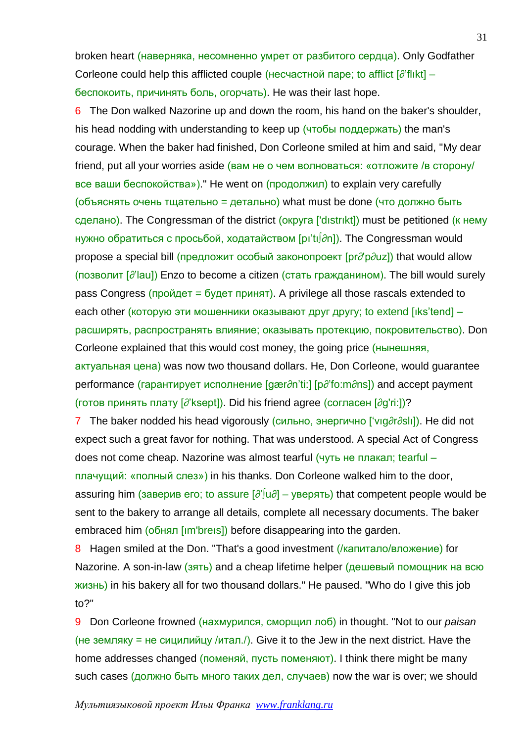broken heart (наверняка, несомненно умрет от разбитого сердца). Only Godfather Corleone could help this afflicted couple (несчастной паре; to afflict [∂'flıkt] – беспокоить, причинять боль, огорчать). He was their last hope.

6 The Don walked Nazorine up and down the room, his hand on the baker's shoulder, his head nodding with understanding to keep up (чтобы поддержать) the man's courage. When the baker had finished, Don Corleone smiled at him and said, "My dear friend, put all your worries aside (вам не о чем волноваться: «отложите /в сторону/ все ваши беспокойства»)." He went on (продолжил) to explain very carefully (объяснять очень тщательно = детально) what must be done (что должно быть сделано). The Congressman of the district (округа ['dıstrıkt]) must be petitioned (к нему нужно обратиться с просьбой, ходатайством [pı'tıʃ∂n]). The Congressman would propose a special bill (предложит особый законопроект [pr∂'p∂uz]) that would allow (позволит [∂'lau]) Enzo to become a citizen (стать гражданином). The bill would surely pass Congress (пройдет = будет принят). A privilege all those rascals extended to each other (которую эти мошенники оказывают друг другу; to extend [ıks'tend] – расширять, распространять влияние; оказывать протекцию, покровительство). Don Corleone explained that this would cost money, the going price (нынешняя, актуальная цена) was now two thousand dollars. He, Don Corleone, would guarantee performance (гарантирует исполнение [gær∂n'ti:] [p∂'fo:m∂ns]) and accept payment (готов принять плату [∂'ksept]). Did his friend agree (согласен [∂g'ri:])?

7 The baker nodded his head vigorously (сильно, энергично ['vıg∂r∂slı]). He did not expect such a great favor for nothing. That was understood. A special Act of Congress does not come cheap. Nazorine was almost tearful (чуть не плакал; tearful – плачущий: «полный слез») in his thanks. Don Corleone walked him to the door, assuring him (заверив его; to assure [∂'ʃu∂] – уверять) that competent people would be sent to the bakery to arrange all details, complete all necessary documents. The baker embraced him (обнял [ım'breıs]) before disappearing into the garden.

8 Hagen smiled at the Don. "That's a good investment (/капитало/вложение) for Nazorine. A son-in-law (зять) and a cheap lifetime helper (дешевый помощник на всю жизнь) in his bakery all for two thousand dollars." He paused. "Who do I give this job to?"

9 Don Corleone frowned (нахмурился, сморщил лоб) in thought. "Not to our *paisan* (не земляку = не сицилийцу /итал./). Give it to the Jew in the next district. Have the home addresses changed (поменяй, пусть поменяют). I think there might be many such cases (должно быть много таких дел, случаев) now the war is over; we should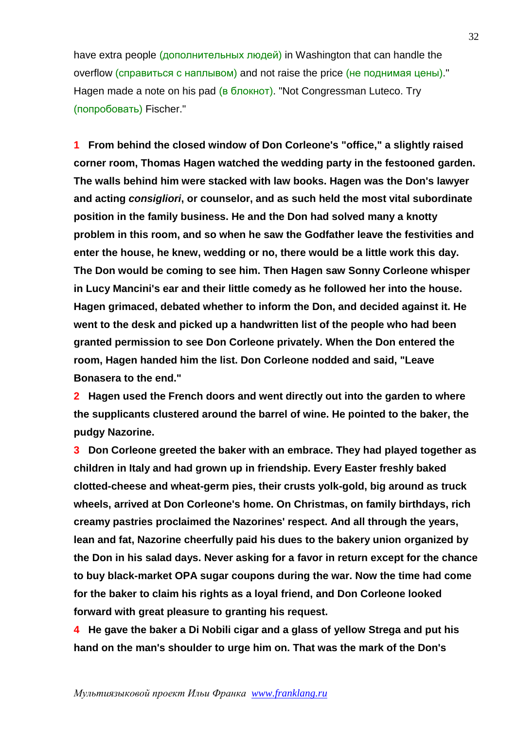have extra people (дополнительных людей) in Washington that can handle the overflow (справиться с наплывом) and not raise the price (не поднимая цены)." Hagen made a note on his pad (в блокнот). "Not Congressman Luteco. Try (попробовать) Fischer."

**1 From behind the closed window of Don Corleone's "office," a slightly raised corner room, Thomas Hagen watched the wedding party in the festooned garden. The walls behind him were stacked with law books. Hagen was the Don's lawyer and acting *consigliori*, or counselor, and as such held the most vital subordinate position in the family business. He and the Don had solved many a knotty problem in this room, and so when he saw the Godfather leave the festivities and enter the house, he knew, wedding or no, there would be a little work this day. The Don would be coming to see him. Then Hagen saw Sonny Corleone whisper in Lucy Mancini's ear and their little comedy as he followed her into the house. Hagen grimaced, debated whether to inform the Don, and decided against it. He went to the desk and picked up a handwritten list of the people who had been granted permission to see Don Corleone privately. When the Don entered the room, Hagen handed him the list. Don Corleone nodded and said, "Leave Bonasera to the end."**

**2 Hagen used the French doors and went directly out into the garden to where the supplicants clustered around the barrel of wine. He pointed to the baker, the pudgy Nazorine.**

**3 Don Corleone greeted the baker with an embrace. They had played together as children in Italy and had grown up in friendship. Every Easter freshly baked clotted-cheese and wheat-germ pies, their crusts yolk-gold, big around as truck wheels, arrived at Don Corleone's home. On Christmas, on family birthdays, rich creamy pastries proclaimed the Nazorines' respect. And all through the years, lean and fat, Nazorine cheerfully paid his dues to the bakery union organized by the Don in his salad days. Never asking for a favor in return except for the chance to buy black-market OPA sugar coupons during the war. Now the time had come for the baker to claim his rights as a loyal friend, and Don Corleone looked forward with great pleasure to granting his request.**

**4 He gave the baker a Di Nobili cigar and a glass of yellow Strega and put his hand on the man's shoulder to urge him on. That was the mark of the Don's**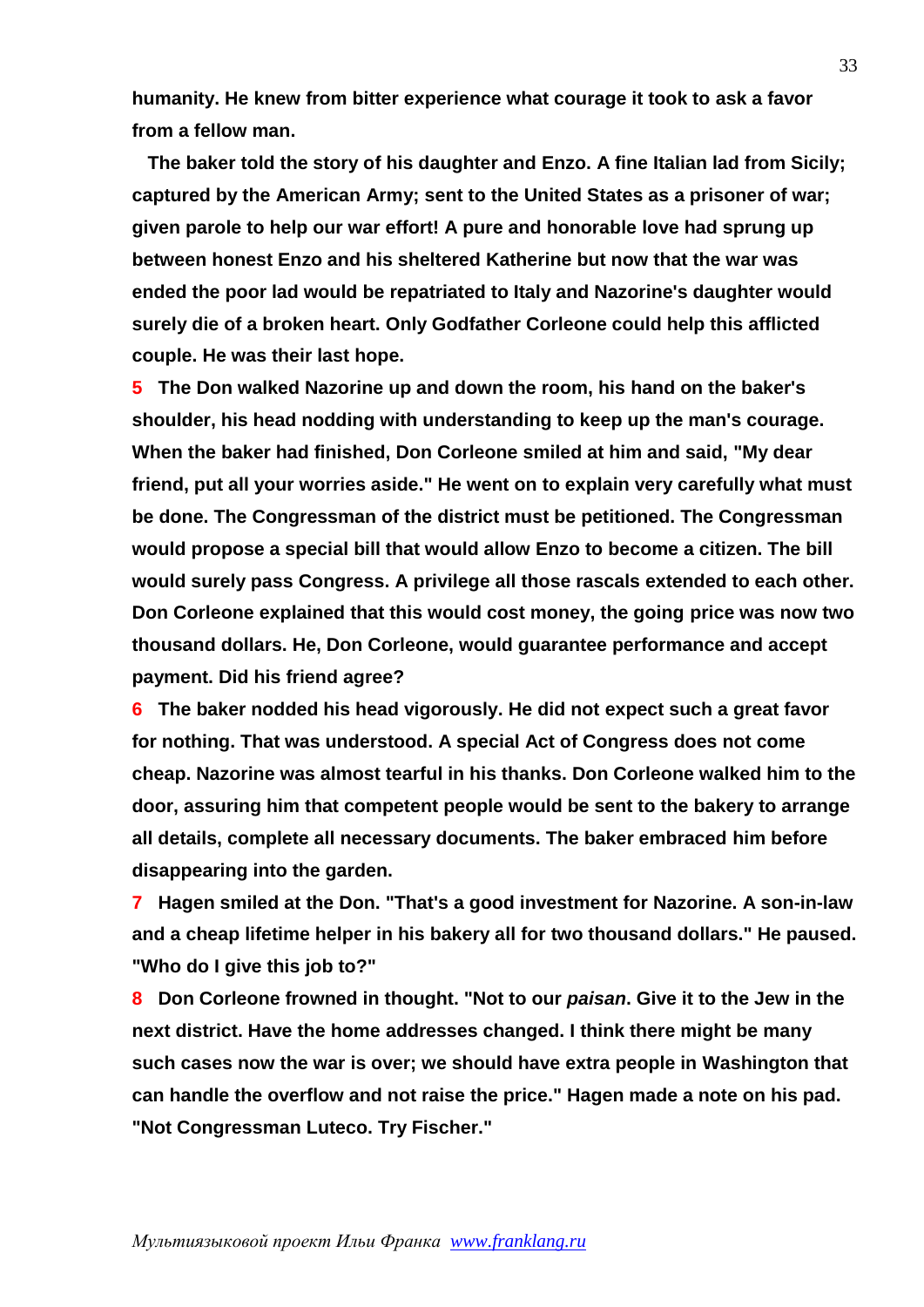**humanity. He knew from bitter experience what courage it took to ask a favor from a fellow man.**

**The baker told the story of his daughter and Enzo. A fine Italian lad from Sicily; captured by the American Army; sent to the United States as a prisoner of war; given parole to help our war effort! A pure and honorable love had sprung up between honest Enzo and his sheltered Katherine but now that the war was ended the poor lad would be repatriated to Italy and Nazorine's daughter would surely die of a broken heart. Only Godfather Corleone could help this afflicted couple. He was their last hope.**

**5 The Don walked Nazorine up and down the room, his hand on the baker's shoulder, his head nodding with understanding to keep up the man's courage. When the baker had finished, Don Corleone smiled at him and said, "My dear friend, put all your worries aside." He went on to explain very carefully what must be done. The Congressman of the district must be petitioned. The Congressman would propose a special bill that would allow Enzo to become a citizen. The bill would surely pass Congress. A privilege all those rascals extended to each other. Don Corleone explained that this would cost money, the going price was now two thousand dollars. He, Don Corleone, would guarantee performance and accept payment. Did his friend agree?**

**6 The baker nodded his head vigorously. He did not expect such a great favor for nothing. That was understood. A special Act of Congress does not come cheap. Nazorine was almost tearful in his thanks. Don Corleone walked him to the door, assuring him that competent people would be sent to the bakery to arrange all details, complete all necessary documents. The baker embraced him before disappearing into the garden.**

**7 Hagen smiled at the Don. "That's a good investment for Nazorine. A son-in-law and a cheap lifetime helper in his bakery all for two thousand dollars." He paused. "Who do I give this job to?"**

**8 Don Corleone frowned in thought. "Not to our *paisan*. Give it to the Jew in the next district. Have the home addresses changed. I think there might be many such cases now the war is over; we should have extra people in Washington that can handle the overflow and not raise the price." Hagen made a note on his pad. "Not Congressman Luteco. Try Fischer."**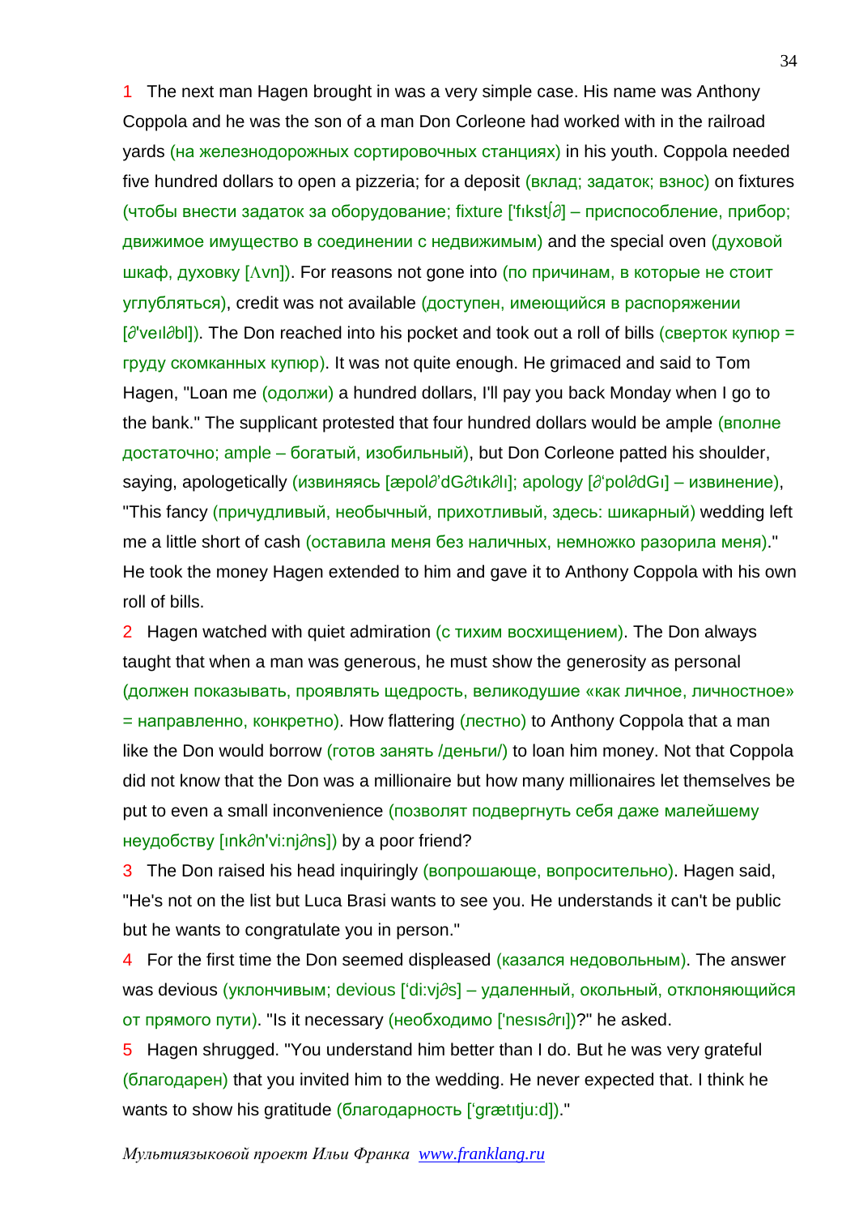1 The next man Hagen brought in was a very simple case. His name was Anthony Coppola and he was the son of a man Don Corleone had worked with in the railroad yards (на железнодорожных сортировочных станциях) in his youth. Coppola needed five hundred dollars to open a pizzeria; for a deposit (вклад; задаток; взнос) on fixtures (чтобы внести задаток за оборудование; fixture ['fɪkstʃ∂] – приспособление, прибор; движимое имущество в соединении с недвижимым) and the special oven (духовой шкаф, духовку [Λvn]). For reasons not gone into (по причинам, в которые не стоит углубляться), credit was not available (доступен, имеющийся в распоряжении [∂'veɪl∂bl]). The Don reached into his pocket and took out a roll of bills (сверток купюр = груду скомканных купюр). It was not quite enough. He grimaced and said to Tom Hagen, "Loan me (одолжи) a hundred dollars, I'll pay you back Monday when I go to the bank." The supplicant protested that four hundred dollars would be ample (вполне достаточно; ample – богатый, изобильный), but Don Corleone patted his shoulder, saying, apologetically (извиняясь [æpol∂'dG∂tɪk∂lɪ]; apology [∂'pol∂dGɪ] – извинение), "This fancy (причудливый, необычный, прихотливый, здесь: шикарный) wedding left me a little short of cash (оставила меня без наличных, немножко разорила меня)." He took the money Hagen extended to him and gave it to Anthony Coppola with his own roll of bills.

2 Hagen watched with quiet admiration (с тихим восхищением). The Don always taught that when a man was generous, he must show the generosity as personal (должен показывать, проявлять щедрость, великодушие «как личное, личностное» = направленно, конкретно). How flattering (лестно) to Anthony Coppola that a man like the Don would borrow (готов занять /деньги/) to loan him money. Not that Coppola did not know that the Don was a millionaire but how many millionaires let themselves be put to even a small inconvenience (позволят подвергнуть себя даже малейшему неудобству [ɪnk∂n'vi:nj∂ns]) by a poor friend?

3 The Don raised his head inquiringly (вопрошающе, вопросительно). Hagen said, "He's not on the list but Luca Brasi wants to see you. He understands it can't be public but he wants to congratulate you in person."

4 For the first time the Don seemed displeased (казался недовольным). The answer was devious (уклончивым; devious ['di:vj∂s] – удаленный, окольный, отклоняющийся от прямого пути). "Is it necessary (необходимо ['nesɪs∂rɪ])?" he asked.

5 Hagen shrugged. "You understand him better than I do. But he was very grateful (благодарен) that you invited him to the wedding. He never expected that. I think he wants to show his gratitude (благодарность ['grætɪtju:d])."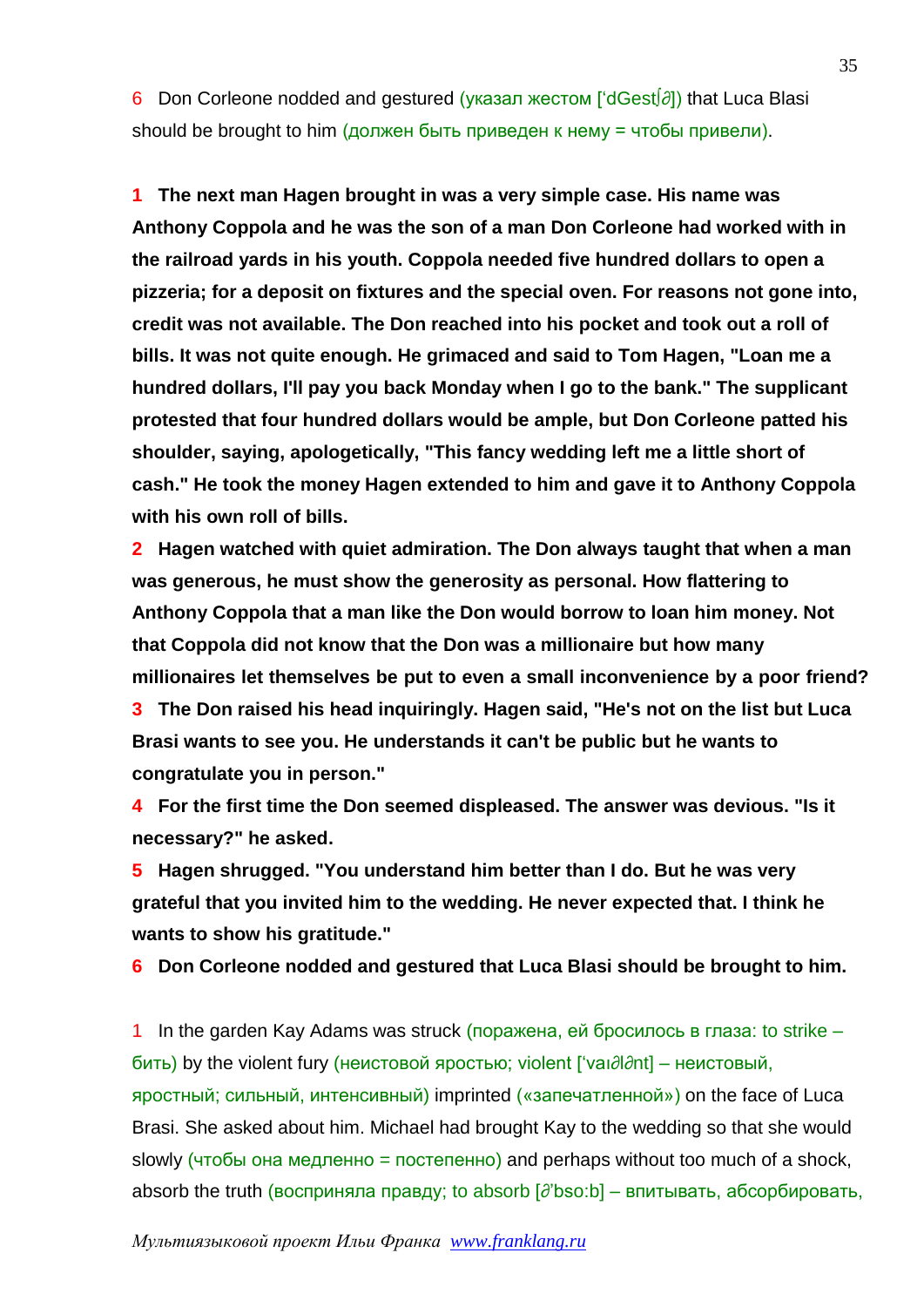6 Don Corleone nodded and gestured (указал жестом ['dGestʃ∂]) that Luca Blasi should be brought to him (должен быть приведен к нему = чтобы привели).

**1 The next man Hagen brought in was a very simple case. His name was Anthony Coppola and he was the son of a man Don Corleone had worked with in the railroad yards in his youth. Coppola needed five hundred dollars to open a pizzeria; for a deposit on fixtures and the special oven. For reasons not gone into, credit was not available. The Don reached into his pocket and took out a roll of bills. It was not quite enough. He grimaced and said to Tom Hagen, "Loan me a hundred dollars, I'll pay you back Monday when I go to the bank." The supplicant protested that four hundred dollars would be ample, but Don Corleone patted his shoulder, saying, apologetically, "This fancy wedding left me a little short of cash." He took the money Hagen extended to him and gave it to Anthony Coppola with his own roll of bills.**

**2 Hagen watched with quiet admiration. The Don always taught that when a man was generous, he must show the generosity as personal. How flattering to Anthony Coppola that a man like the Don would borrow to loan him money. Not that Coppola did not know that the Don was a millionaire but how many millionaires let themselves be put to even a small inconvenience by a poor friend?**

**3 The Don raised his head inquiringly. Hagen said, "He's not on the list but Luca Brasi wants to see you. He understands it can't be public but he wants to congratulate you in person."**

**4 For the first time the Don seemed displeased. The answer was devious. "Is it necessary?" he asked.**

**5 Hagen shrugged. "You understand him better than I do. But he was very grateful that you invited him to the wedding. He never expected that. I think he wants to show his gratitude."**

**6 Don Corleone nodded and gestured that Luca Blasi should be brought to him.**

1 In the garden Kay Adams was struck (поражена, ей бросилось в глаза: to strike – бить) by the violent fury (неистовой яростью; violent ['vaı∂l∂nt] – неистовый, яростный; сильный, интенсивный) imprinted («запечатленной») on the face of Luca Brasi. She asked about him. Michael had brought Kay to the wedding so that she would slowly (чтобы она медленно = постепенно) and perhaps without too much of a shock, absorb the truth (восприняла правду; to absorb [∂'bso:b] – впитывать, абсорбировать,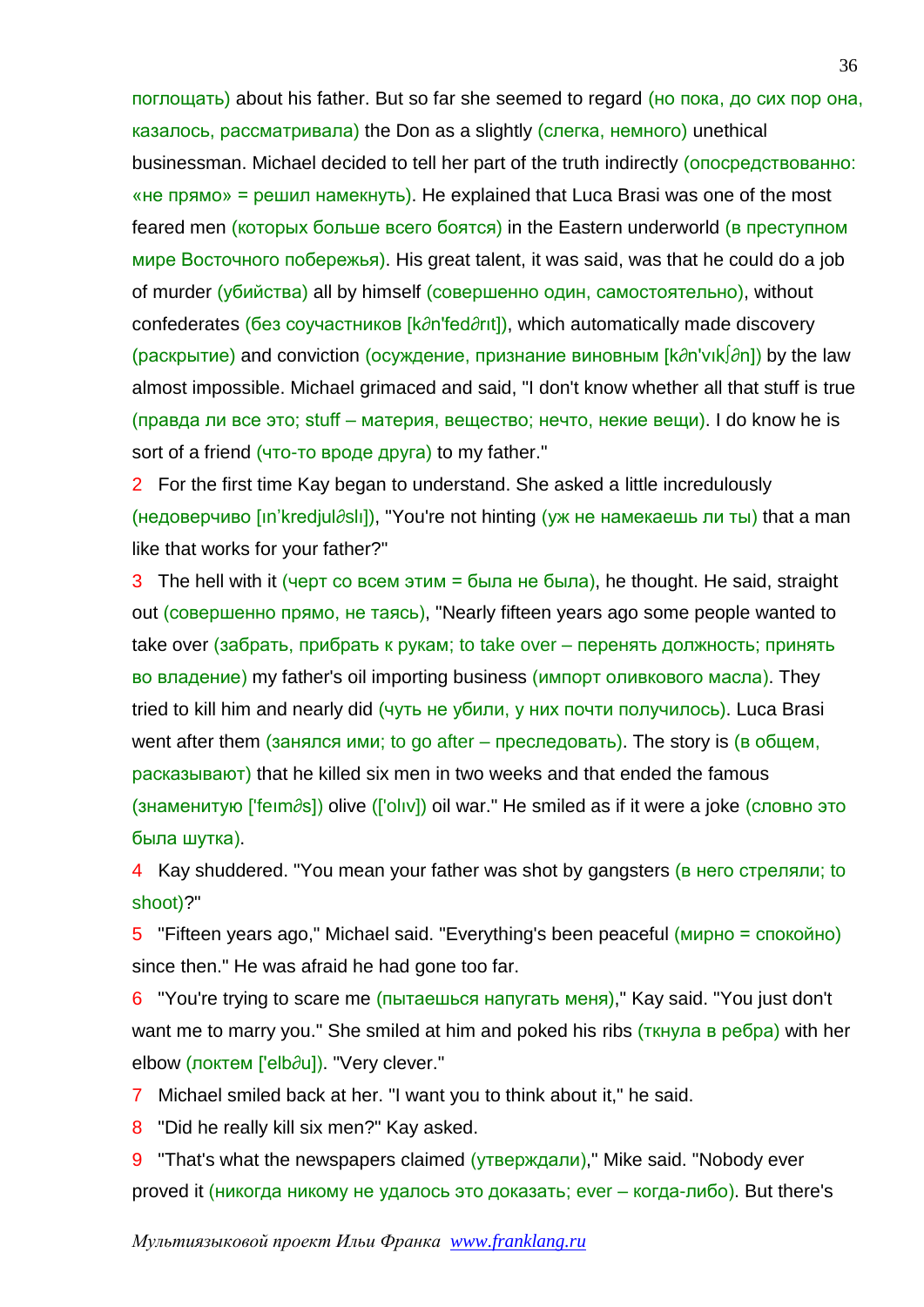поглощать) about his father. But so far she seemed to regard (но пока, до сих пор она, казалось, рассматривала) the Don as a slightly (слегка, немного) unethical businessman. Michael decided to tell her part of the truth indirectly (опосредствованно: «не прямо» = решил намекнуть). He explained that Luca Brasi was one of the most feared men (которых больше всего боятся) in the Eastern underworld (в преступном мире Восточного побережья). His great talent, it was said, was that he could do a job of murder (убийства) all by himself (совершенно один, самостоятельно), without confederates (без соучастников [k∂n'fed∂rɪt]), which automatically made discovery (раскрытие) and conviction (осуждение, признание виновным [k∂n'vɪkʃ∂n]) by the law almost impossible. Michael grimaced and said, "I don't know whether all that stuff is true (правда ли все это; stuff – материя, вещество; нечто, некие вещи). I do know he is sort of a friend (что-то вроде друга) to my father."

2 For the first time Kay began to understand. She asked a little incredulously (недоверчиво [ɪn'kredjul∂slɪ]), "You're not hinting (уж не намекаешь ли ты) that a man like that works for your father?"

3 The hell with it (черт со всем этим = была не была), he thought. He said, straight out (совершенно прямо, не таясь), "Nearly fifteen years ago some people wanted to take over (забрать, прибрать к рукам; to take over – перенять должность; принять во владение) my father's oil importing business (импорт оливкового масла). They tried to kill him and nearly did (чуть не убили, у них почти получилось). Luca Brasi went after them (занялся ими; to go after – преследовать). The story is (в общем, рассказывают) that he killed six men in two weeks and that ended the famous (знаменитую ['feɪm∂s]) olive (['olɪv]) oil war." He smiled as if it were a joke (словно это была шутка).

4 Kay shuddered. "You mean your father was shot by gangsters (в него стреляли; to shoot)?"

5 "Fifteen years ago," Michael said. "Everything's been peaceful (мирно = спокойно) since then." He was afraid he had gone too far.

6 "You're trying to scare me (пытаешься напугать меня)," Kay said. "You just don't want me to marry you." She smiled at him and poked his ribs (ткнула в ребра) with her elbow (локтем ['elb∂u]). "Very clever."

7 Michael smiled back at her. "I want you to think about it," he said.

8 "Did he really kill six men?" Kay asked.

9 "That's what the newspapers claimed (утверждали)," Mike said. "Nobody ever proved it (никогда никому не удалось это доказать; ever – когда-либо). But there's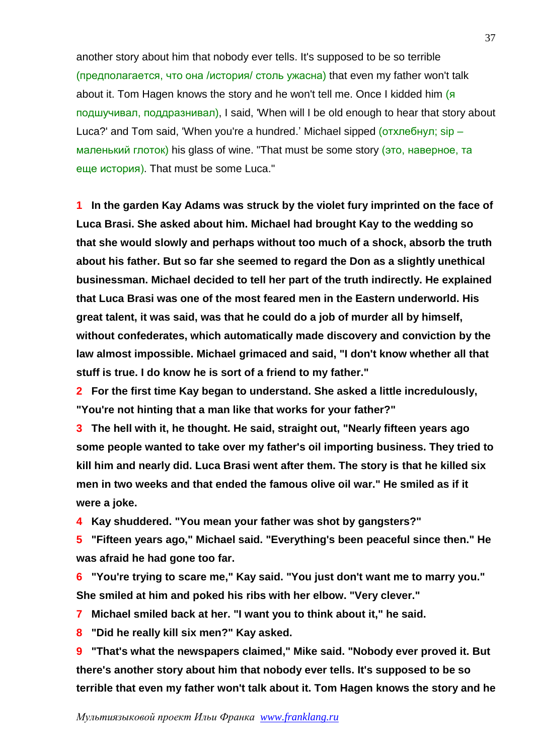another story about him that nobody ever tells. It's supposed to be so terrible (предполагается, что она /история/ столь ужасна) that even my father won't talk about it. Tom Hagen knows the story and he won't tell me. Once I kidded him (я подшучивал, поддразнивал), I said, 'When will I be old enough to hear that story about Luca?' and Tom said, 'When you're a hundred.' Michael sipped (отхлебнул; sip – маленький глоток) his glass of wine. "That must be some story (это, наверное, та еще история). That must be some Luca."

**1 In the garden Kay Adams was struck by the violet fury imprinted on the face of Luca Brasi. She asked about him. Michael had brought Kay to the wedding so that she would slowly and perhaps without too much of a shock, absorb the truth about his father. But so far she seemed to regard the Don as a slightly unethical businessman. Michael decided to tell her part of the truth indirectly. He explained that Luca Brasi was one of the most feared men in the Eastern underworld. His great talent, it was said, was that he could do a job of murder all by himself, without confederates, which automatically made discovery and conviction by the law almost impossible. Michael grimaced and said, "I don't know whether all that stuff is true. I do know he is sort of a friend to my father."**

**2 For the first time Kay began to understand. She asked a little incredulously, "You're not hinting that a man like that works for your father?"**

**3 The hell with it, he thought. He said, straight out, "Nearly fifteen years ago some people wanted to take over my father's oil importing business. They tried to kill him and nearly did. Luca Brasi went after them. The story is that he killed six men in two weeks and that ended the famous olive oil war." He smiled as if it were a joke.**

**4 Kay shuddered. "You mean your father was shot by gangsters?"**

**5 "Fifteen years ago," Michael said. "Everything's been peaceful since then." He was afraid he had gone too far.**

**6 "You're trying to scare me," Kay said. "You just don't want me to marry you." She smiled at him and poked his ribs with her elbow. "Very clever."**

**7 Michael smiled back at her. "I want you to think about it," he said.**

**8 "Did he really kill six men?" Kay asked.**

**9 "That's what the newspapers claimed," Mike said. "Nobody ever proved it. But there's another story about him that nobody ever tells. It's supposed to be so terrible that even my father won't talk about it. Tom Hagen knows the story and he**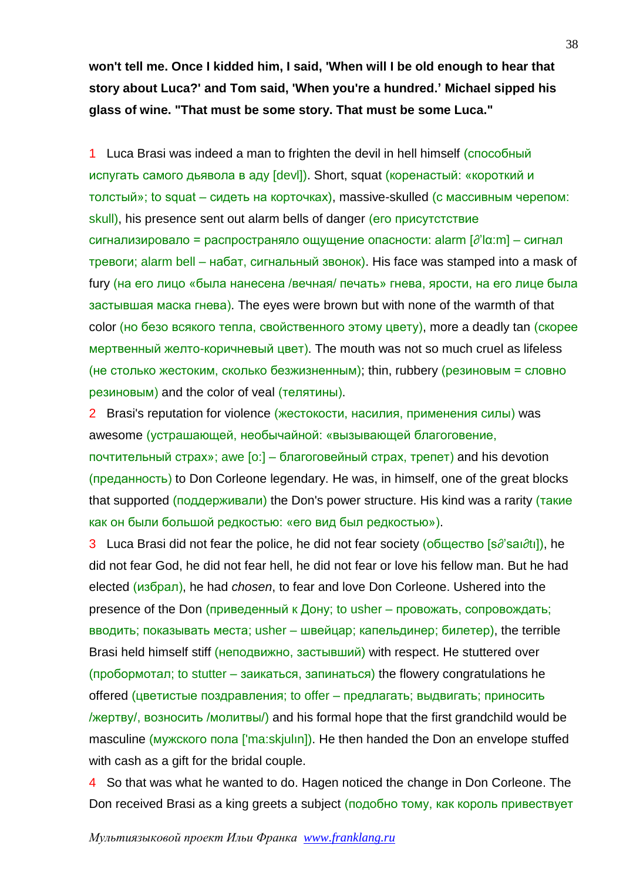**won't tell me. Once I kidded him, I said, 'When will I be old enough to hear that story about Luca?' and Tom said, 'When you're a hundred.' Michael sipped his glass of wine. "That must be some story. That must be some Luca."**

1 Luca Brasi was indeed a man to frighten the devil in hell himself (способный испугать самого дьявола в аду [devl]). Short, squat (коренастый: «короткий и толстый»; to squat – сидеть на корточках), massive-skulled (с массивным черепом: skull), his presence sent out alarm bells of danger (его присутстствие сигнализировало = распространяло ощущение опасности: alarm [ə'lɑ:m] – сигнал тревоги; alarm bell – набат, сигнальный звонок). His face was stamped into a mask of fury (на его лицо «была нанесена /вечная/ печать» гнева, ярости, на его лице была застывшая маска гнева). The eyes were brown but with none of the warmth of that color (но безо всякого тепла, свойственного этому цвету), more a deadly tan (скорее мертвенный желто-коричневый цвет). The mouth was not so much cruel as lifeless (не столько жестоким, сколько безжизненным); thin, rubbery (резиновым = словно резиновым) and the color of veal (телятины).

2 Brasi's reputation for violence (жестокости, насилия, применения силы) was awesome (устрашающей, необычайной: «вызывающей благоговение, почтительный страх»; awe [ɔ:] – благоговейный страх, трепет) and his devotion (преданность) to Don Corleone legendary. He was, in himself, one of the great blocks that supported (поддерживали) the Don's power structure. His kind was a rarity (такие как он были большой редкостью: «его вид был редкостью»).

3 Luca Brasi did not fear the police, he did not fear society (общество [sə'saıətı]), he did not fear God, he did not fear hell, he did not fear or love his fellow man. But he had elected (избрал), he had *chosen*, to fear and love Don Corleone. Ushered into the presence of the Don (приведенный к Дону; to usher – провожать, сопровождать; вводить; показывать места; usher – швейцар; капельдинер; билетер), the terrible Brasi held himself stiff (неподвижно, застывший) with respect. He stuttered over (пробормотал; to stutter – заикаться, запинаться) the flowery congratulations he offered (цветистые поздравления; to offer – предлагать; выдвигать; приносить /жертву/, возносить /молитвы/) and his formal hope that the first grandchild would be masculine (мужского пола ['ma:skjulın]). He then handed the Don an envelope stuffed with cash as a gift for the bridal couple.

4 So that was what he wanted to do. Hagen noticed the change in Don Corleone. The Don received Brasi as a king greets a subject (подобно тому, как король привествует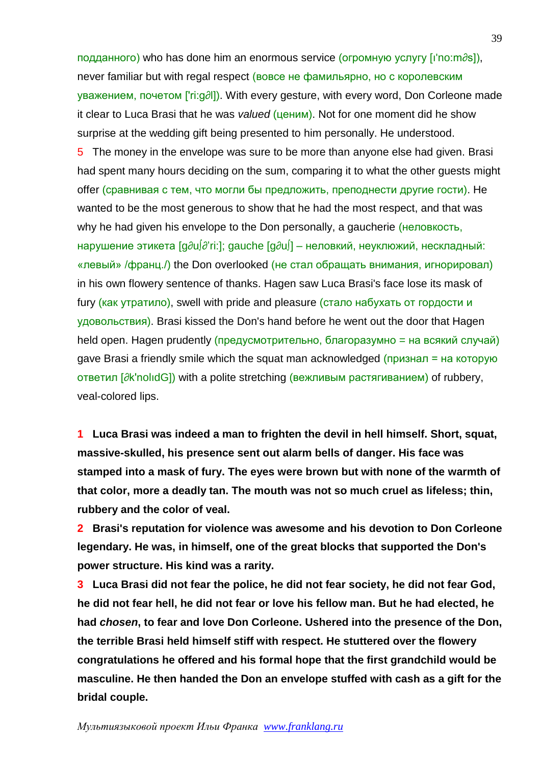подданного) who has done him an enormous service (огромную услугу [ɪ'no:m∂s]), never familiar but with regal respect (вовсе не фамильярно, но с королевским уважением, почетом ['ri:g∂l]). With every gesture, with every word, Don Corleone made it clear to Luca Brasi that he was *valued* (ценим). Not for one moment did he show surprise at the wedding gift being presented to him personally. He understood.

5 The money in the envelope was sure to be more than anyone else had given. Brasi had spent many hours deciding on the sum, comparing it to what the other guests might offer (сравнивая с тем, что могли бы предложить, преподнести другие гости). He wanted to be the most generous to show that he had the most respect, and that was why he had given his envelope to the Don personally, a gaucherie (неловкость, нарушение этикета [g∂uʃ∂'ri:]; gauche [g∂uʃ] – неловкий, неуклюжий, нескладный: «левый» /франц./) the Don overlooked (не стал обращать внимания, игнорировал) in his own flowery sentence of thanks. Hagen saw Luca Brasi's face lose its mask of fury (как утратило), swell with pride and pleasure (стало набухать от гордости и удовольствия). Brasi kissed the Don's hand before he went out the door that Hagen held open. Hagen prudently (предусмотрительно, благоразумно = на всякий случай) gave Brasi a friendly smile which the squat man acknowledged (признал = на которую ответил [∂k'nolɪdG]) with a polite stretching (вежливым растягиванием) of rubbery, veal-colored lips.

**1 Luca Brasi was indeed a man to frighten the devil in hell himself. Short, squat, massive-skulled, his presence sent out alarm bells of danger. His face was stamped into a mask of fury. The eyes were brown but with none of the warmth of that color, more a deadly tan. The mouth was not so much cruel as lifeless; thin, rubbery and the color of veal.**

**2 Brasi's reputation for violence was awesome and his devotion to Don Corleone legendary. He was, in himself, one of the great blocks that supported the Don's power structure. His kind was a rarity.**

**3 Luca Brasi did not fear the police, he did not fear society, he did not fear God, he did not fear hell, he did not fear or love his fellow man. But he had elected, he had *chosen*, to fear and love Don Corleone. Ushered into the presence of the Don, the terrible Brasi held himself stiff with respect. He stuttered over the flowery congratulations he offered and his formal hope that the first grandchild would be masculine. He then handed the Don an envelope stuffed with cash as a gift for the bridal couple.**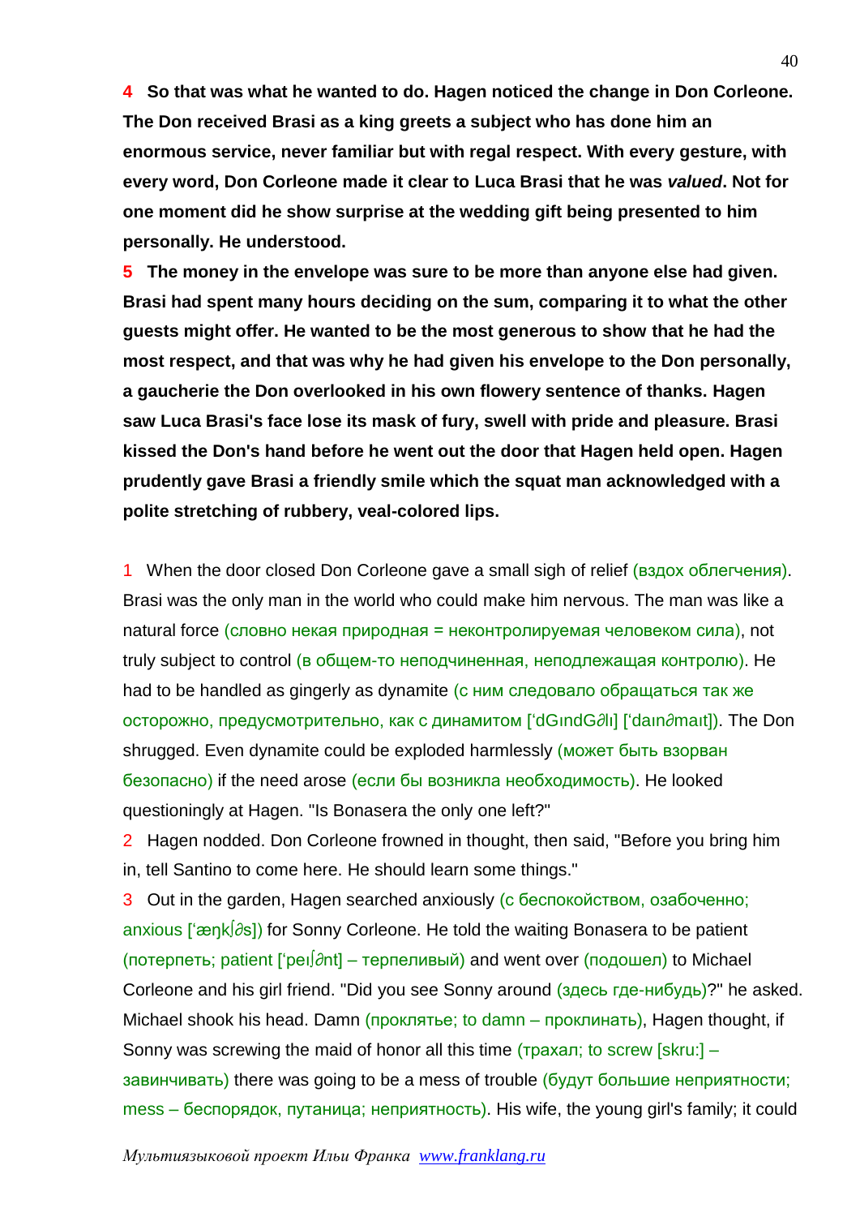**4 So that was what he wanted to do. Hagen noticed the change in Don Corleone. The Don received Brasi as a king greets a subject who has done him an enormous service, never familiar but with regal respect. With every gesture, with every word, Don Corleone made it clear to Luca Brasi that he was *valued*. Not for one moment did he show surprise at the wedding gift being presented to him personally. He understood.**

**5 The money in the envelope was sure to be more than anyone else had given. Brasi had spent many hours deciding on the sum, comparing it to what the other guests might offer. He wanted to be the most generous to show that he had the most respect, and that was why he had given his envelope to the Don personally, a gaucherie the Don overlooked in his own flowery sentence of thanks. Hagen saw Luca Brasi's face lose its mask of fury, swell with pride and pleasure. Brasi kissed the Don's hand before he went out the door that Hagen held open. Hagen prudently gave Brasi a friendly smile which the squat man acknowledged with a polite stretching of rubbery, veal-colored lips.**

1 When the door closed Don Corleone gave a small sigh of relief (вздох облегчения). Brasi was the only man in the world who could make him nervous. The man was like a natural force (словно некая природная = неконтролируемая человеком сила), not truly subject to control (в общем-то неподчиненная, неподлежащая контролю). He had to be handled as gingerly as dynamite (с ним следовало обращаться так же осторожно, предусмотрительно, как с динамитом ['dGındG∂lı] ['daın∂maıt]). The Don shrugged. Even dynamite could be exploded harmlessly (может быть взорван безопасно) if the need arose (если бы возникла необходимость). He looked questioningly at Hagen. "Is Bonasera the only one left?"

2 Hagen nodded. Don Corleone frowned in thought, then said, "Before you bring him in, tell Santino to come here. He should learn some things."

3 Out in the garden, Hagen searched anxiously (с беспокойством, озабоченно; anxious ['æŋk∫∂s]) for Sonny Corleone. He told the waiting Bonasera to be patient (потерпеть; patient ['peı∫∂nt] – терпеливый) and went over (подошел) to Michael Corleone and his girl friend. "Did you see Sonny around (здесь где-нибудь)?" he asked. Michael shook his head. Damn (проклятье; to damn – проклинать), Hagen thought, if Sonny was screwing the maid of honor all this time (трахал; to screw [skru:] – завинчивать) there was going to be a mess of trouble (будут большие неприятности; mess – беспорядок, путаница; неприятность). His wife, the young girl's family; it could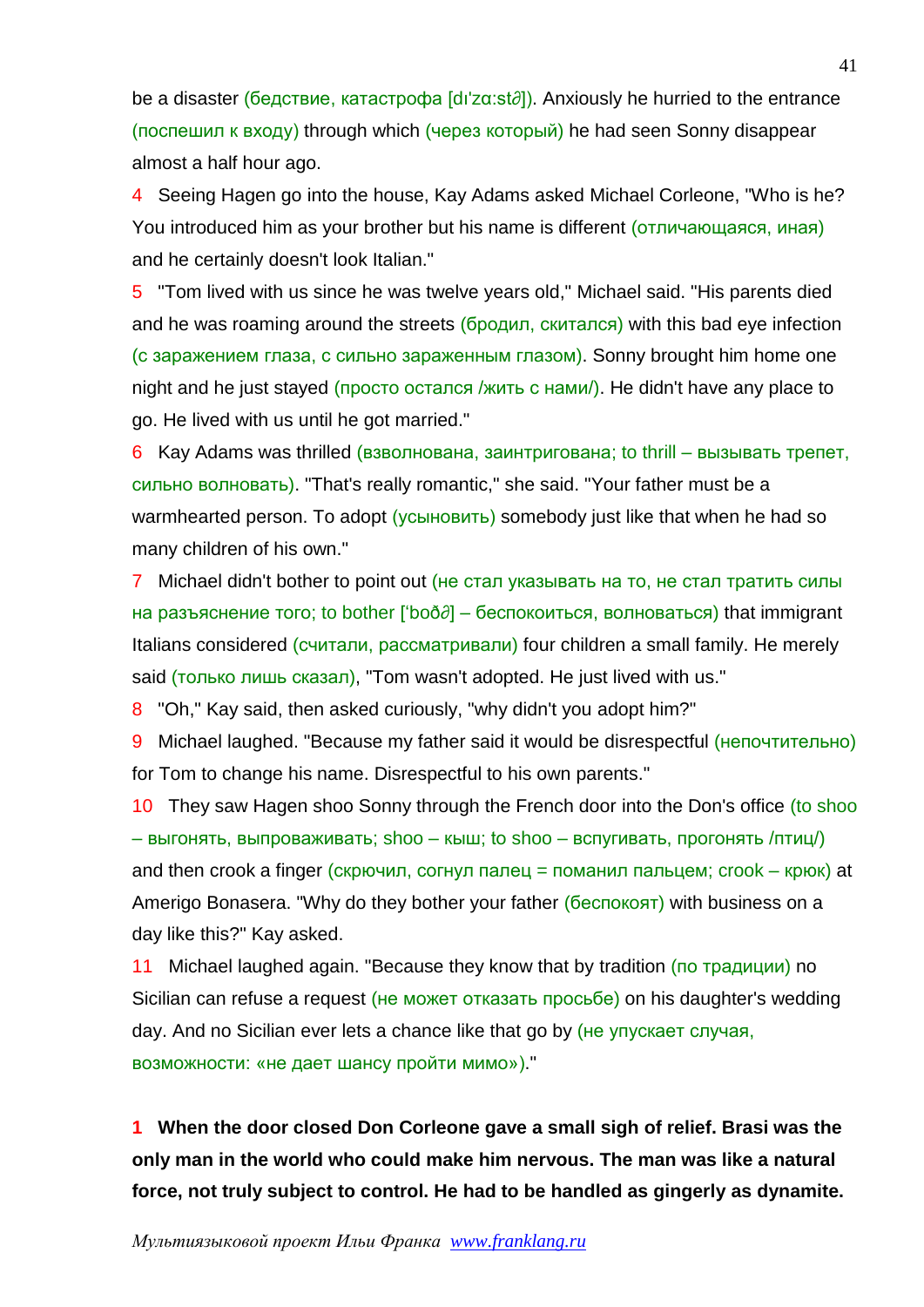be a disaster (бедствие, катастрофа [dɪ'zɑ:st∂]). Anxiously he hurried to the entrance (поспешил к входу) through which (через который) he had seen Sonny disappear almost a half hour ago.

4 Seeing Hagen go into the house, Kay Adams asked Michael Corleone, "Who is he? You introduced him as your brother but his name is different (отличающаяся, иная) and he certainly doesn't look Italian."

5 "Tom lived with us since he was twelve years old," Michael said. "His parents died and he was roaming around the streets (бродил, скитался) with this bad eye infection (с заражением глаза, с сильно зараженным глазом). Sonny brought him home one night and he just stayed (просто остался /жить с нами/). He didn't have any place to go. He lived with us until he got married."

6 Kay Adams was thrilled (взволнована, заинтригована; to thrill – вызывать трепет, сильно волновать). "That's really romantic," she said. "Your father must be a warmhearted person. To adopt (усыновить) somebody just like that when he had so many children of his own."

7 Michael didn't bother to point out (не стал указывать на то, не стал тратить силы на разъяснение того; to bother ['boð∂] – беспокоиться, волноваться) that immigrant Italians considered (считали, рассматривали) four children a small family. He merely said (только лишь сказал), "Tom wasn't adopted. He just lived with us."

8 "Oh," Kay said, then asked curiously, "why didn't you adopt him?"

9 Michael laughed. "Because my father said it would be disrespectful (непочтительно) for Tom to change his name. Disrespectful to his own parents."

10 They saw Hagen shoo Sonny through the French door into the Don's office (to shoo – выгонять, выпроваживать; shoo – кыш; to shoo – вспугивать, прогонять /птиц/) and then crook a finger (скрючил, согнул палец = поманил пальцем; crook – крюк) at Amerigo Bonasera. "Why do they bother your father (беспокоят) with business on a day like this?" Kay asked.

11 Michael laughed again. "Because they know that by tradition (по традиции) no Sicilian can refuse a request (не может отказать просьбе) on his daughter's wedding day. And no Sicilian ever lets a chance like that go by (не упускает случая, возможности: «не дает шансу пройти мимо»)."

**1 When the door closed Don Corleone gave a small sigh of relief. Brasi was the only man in the world who could make him nervous. The man was like a natural force, not truly subject to control. He had to be handled as gingerly as dynamite.**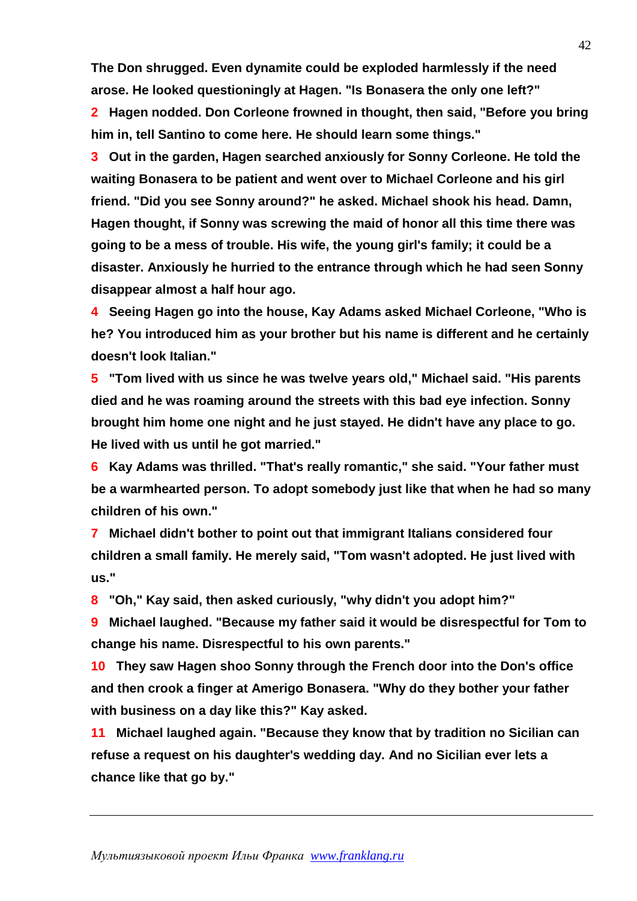**The Don shrugged. Even dynamite could be exploded harmlessly if the need arose. He looked questioningly at Hagen. "Is Bonasera the only one left?"**

**2 Hagen nodded. Don Corleone frowned in thought, then said, "Before you bring him in, tell Santino to come here. He should learn some things."**

**3 Out in the garden, Hagen searched anxiously for Sonny Corleone. He told the waiting Bonasera to be patient and went over to Michael Corleone and his girl friend. "Did you see Sonny around?" he asked. Michael shook his head. Damn, Hagen thought, if Sonny was screwing the maid of honor all this time there was going to be a mess of trouble. His wife, the young girl's family; it could be a disaster. Anxiously he hurried to the entrance through which he had seen Sonny disappear almost a half hour ago.**

**4 Seeing Hagen go into the house, Kay Adams asked Michael Corleone, "Who is he? You introduced him as your brother but his name is different and he certainly doesn't look Italian."**

**5 "Tom lived with us since he was twelve years old," Michael said. "His parents died and he was roaming around the streets with this bad eye infection. Sonny brought him home one night and he just stayed. He didn't have any place to go. He lived with us until he got married."**

**6 Kay Adams was thrilled. "That's really romantic," she said. "Your father must be a warmhearted person. To adopt somebody just like that when he had so many children of his own."**

**7 Michael didn't bother to point out that immigrant Italians considered four children a small family. He merely said, "Tom wasn't adopted. He just lived with us."**

**8 "Oh," Kay said, then asked curiously, "why didn't you adopt him?"**

**9 Michael laughed. "Because my father said it would be disrespectful for Tom to change his name. Disrespectful to his own parents."**

**10 They saw Hagen shoo Sonny through the French door into the Don's office and then crook a finger at Amerigo Bonasera. "Why do they bother your father with business on a day like this?" Kay asked.**

**11 Michael laughed again. "Because they know that by tradition no Sicilian can refuse a request on his daughter's wedding day. And no Sicilian ever lets a chance like that go by."**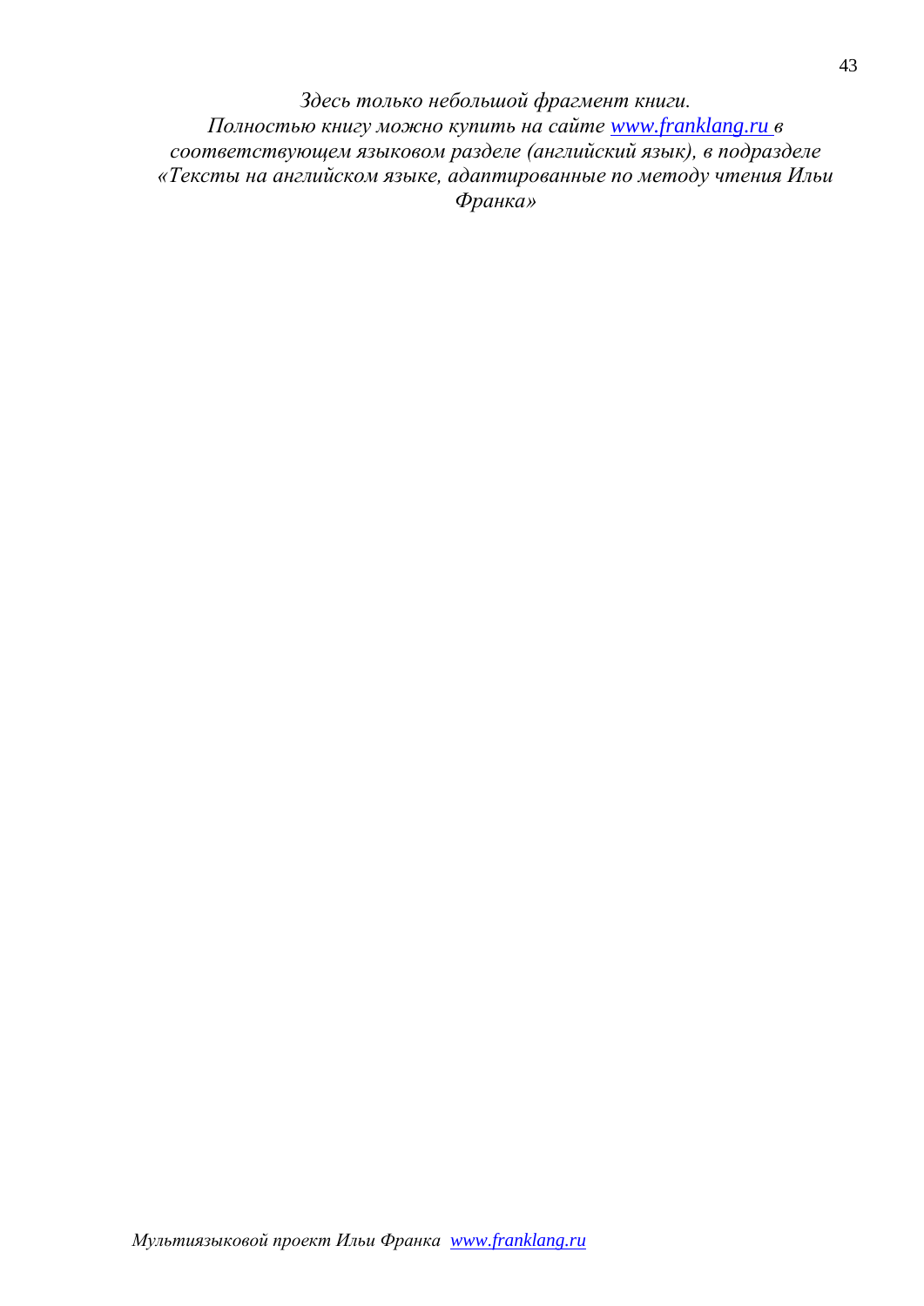*Здесь только небольшой фрагмент книги.*
*Полностью книгу можно купить на сайте [www.franklang.ru](http://www.franklang.ru) в соответствующем языковом разделе (английский язык), в подразделе «Тексты на английском языке, адаптированные по методу чтения Ильи Франка»*